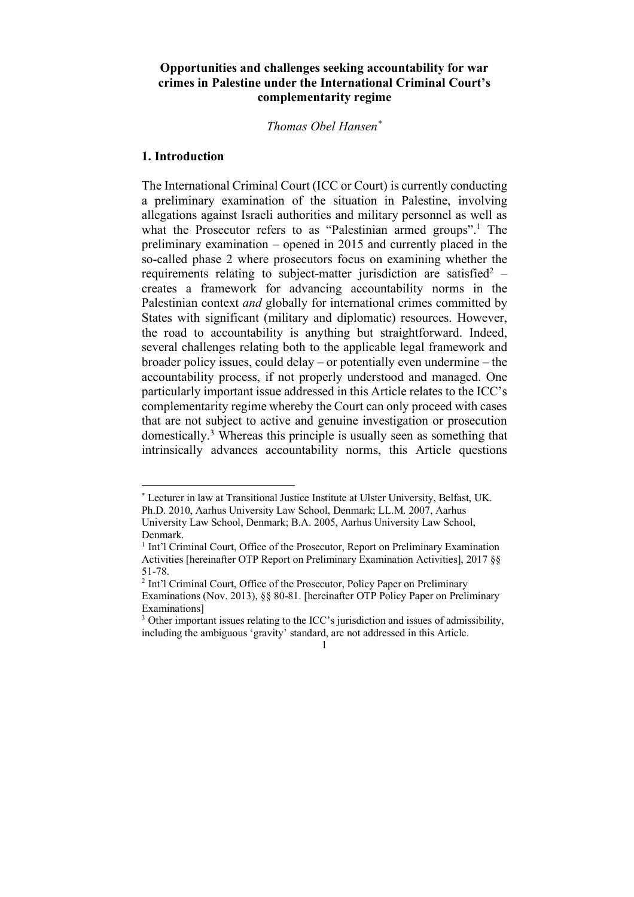# Opportunities and challenges seeking accountability for war crimes in Palestine under the International Criminal Court's complementarity regime

*Thomas Obel Hansen*[*]

## 1. Introduction

The International Criminal Court (ICC or Court) is currently conducting a preliminary examination of the situation in Palestine, involving allegations against Israeli authorities and military personnel as well as what the Prosecutor refers to as "Palestinian armed groups".[1] The preliminary examination – opened in 2015 and currently placed in the so-called phase 2 where prosecutors focus on examining whether the requirements relating to subject-matter jurisdiction are satisfied[2] – creates a framework for advancing accountability norms in the Palestinian context *and* globally for international crimes committed by States with significant (military and diplomatic) resources. However, the road to accountability is anything but straightforward. Indeed, several challenges relating both to the applicable legal framework and broader policy issues, could delay – or potentially even undermine – the accountability process, if not properly understood and managed. One particularly important issue addressed in this Article relates to the ICC's complementarity regime whereby the Court can only proceed with cases that are not subject to active and genuine investigation or prosecution domestically.[3] Whereas this principle is usually seen as something that intrinsically advances accountability norms, this Article questions

---

[*] Lecturer in law at Transitional Justice Institute at Ulster University, Belfast, UK. Ph.D. 2010, Aarhus University Law School, Denmark; LL.M. 2007, Aarhus University Law School, Denmark; B.A. 2005, Aarhus University Law School, Denmark.

[1] Int'l Criminal Court, Office of the Prosecutor, Report on Preliminary Examination Activities [hereinafter OTP Report on Preliminary Examination Activities], 2017 §§ 51-78.

[2] Int'l Criminal Court, Office of the Prosecutor, Policy Paper on Preliminary Examinations (Nov. 2013), §§ 80-81. [hereinafter OTP Policy Paper on Preliminary Examinations]

[3] Other important issues relating to the ICC's jurisdiction and issues of admissibility, including the ambiguous 'gravity' standard, are not addressed in this Article.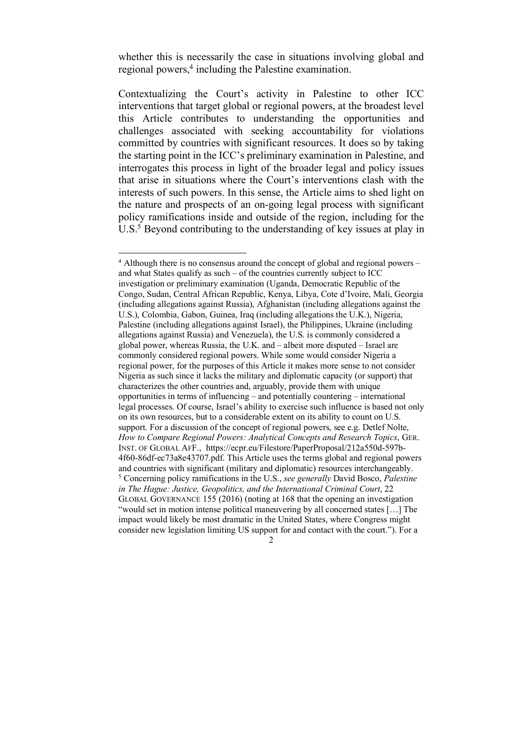whether this is necessarily the case in situations involving global and regional powers,[4] including the Palestine examination.

Contextualizing the Court's activity in Palestine to other ICC interventions that target global or regional powers, at the broadest level this Article contributes to understanding the opportunities and challenges associated with seeking accountability for violations committed by countries with significant resources. It does so by taking the starting point in the ICC's preliminary examination in Palestine, and interrogates this process in light of the broader legal and policy issues that arise in situations where the Court's interventions clash with the interests of such powers. In this sense, the Article aims to shed light on the nature and prospects of an on-going legal process with significant policy ramifications inside and outside of the region, including for the U.S.[5] Beyond contributing to the understanding of key issues at play in

---

[4] Although there is no consensus around the concept of global and regional powers – and what States qualify as such – of the countries currently subject to ICC investigation or preliminary examination (Uganda, Democratic Republic of the Congo, Sudan, Central African Republic, Kenya, Libya, Cote d'Ivoire, Mali, Georgia (including allegations against Russia), Afghanistan (including allegations against the U.S.), Colombia, Gabon, Guinea, Iraq (including allegations the U.K.), Nigeria, Palestine (including allegations against Israel), the Philippines, Ukraine (including allegations against Russia) and Venezuela), the U.S. is commonly considered a global power, whereas Russia, the U.K. and – albeit more disputed – Israel are commonly considered regional powers. While some would consider Nigeria a regional power, for the purposes of this Article it makes more sense to not consider Nigeria as such since it lacks the military and diplomatic capacity (or support) that characterizes the other countries and, arguably, provide them with unique opportunities in terms of influencing – and potentially countering – international legal processes. Of course, Israel's ability to exercise such influence is based not only on its own resources, but to a considerable extent on its ability to count on U.S. support. For a discussion of the concept of regional powers, see e.g. Detlef Nolte, *How to Compare Regional Powers: Analytical Concepts and Research Topics*, GER. INST. OF GLOBAL AFF., https://ecpr.eu/Filestore/PaperProposal/212a550d-597b-4f60-86df-ec73a8e43707.pdf. This Article uses the terms global and regional powers and countries with significant (military and diplomatic) resources interchangeably.

[5] Concerning policy ramifications in the U.S., *see generally* David Bosco, *Palestine in The Hague: Justice, Geopolitics, and the International Criminal Court*, 22 GLOBAL GOVERNANCE 155 (2016) (noting at 168 that the opening an investigation "would set in motion intense political maneuvering by all concerned states […] The impact would likely be most dramatic in the United States, where Congress might consider new legislation limiting US support for and contact with the court."). For a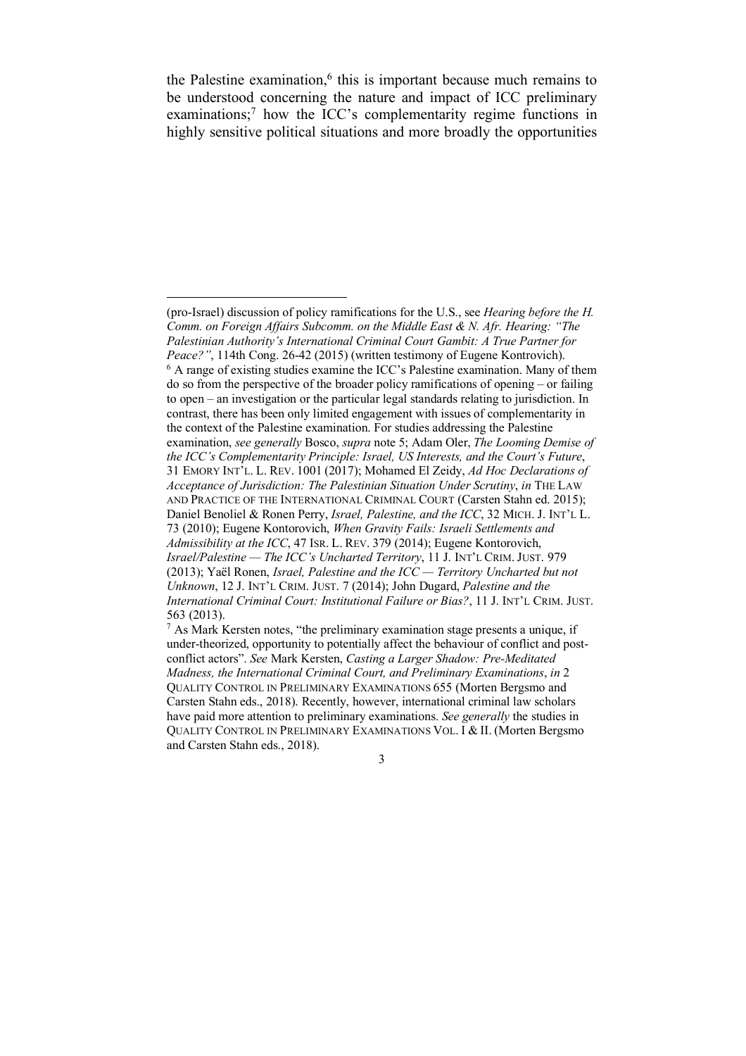the Palestine examination,[6] this is important because much remains to be understood concerning the nature and impact of ICC preliminary examinations;[7] how the ICC's complementarity regime functions in highly sensitive political situations and more broadly the opportunities

---

(pro-Israel) discussion of policy ramifications for the U.S., see *Hearing before the H. Comm. on Foreign Affairs Subcomm. on the Middle East & N. Afr. Hearing: "The Palestinian Authority's International Criminal Court Gambit: A True Partner for Peace?"*, 114th Cong. 26-42 (2015) (written testimony of Eugene Kontrovich).

[6] A range of existing studies examine the ICC's Palestine examination. Many of them do so from the perspective of the broader policy ramifications of opening – or failing to open – an investigation or the particular legal standards relating to jurisdiction. In contrast, there has been only limited engagement with issues of complementarity in the context of the Palestine examination. For studies addressing the Palestine examination, *see generally* Bosco, *supra* note 5; Adam Oler, *The Looming Demise of the ICC's Complementarity Principle: Israel, US Interests, and the Court's Future*, 31 EMORY INT'L. L. REV. 1001 (2017); Mohamed El Zeidy, *Ad Hoc Declarations of Acceptance of Jurisdiction: The Palestinian Situation Under Scrutiny*, *in* THE LAW AND PRACTICE OF THE INTERNATIONAL CRIMINAL COURT (Carsten Stahn ed. 2015); Daniel Benoliel & Ronen Perry, *Israel, Palestine, and the ICC*, 32 MICH. J. INT'L L. 73 (2010); Eugene Kontorovich, *When Gravity Fails: Israeli Settlements and Admissibility at the ICC*, 47 ISR. L. REV. 379 (2014); Eugene Kontorovich, *Israel/Palestine — The ICC's Uncharted Territory*, 11 J. INT'L CRIM. JUST. 979 (2013); Yaël Ronen, *Israel, Palestine and the ICC — Territory Uncharted but not Unknown*, 12 J. INT'L CRIM. JUST. 7 (2014); John Dugard, *Palestine and the International Criminal Court: Institutional Failure or Bias?*, 11 J. INT'L CRIM. JUST. 563 (2013).

[7] As Mark Kersten notes, "the preliminary examination stage presents a unique, if under-theorized, opportunity to potentially affect the behaviour of conflict and post-conflict actors". *See* Mark Kersten, *Casting a Larger Shadow: Pre-Meditated Madness, the International Criminal Court, and Preliminary Examinations*, *in* 2 QUALITY CONTROL IN PRELIMINARY EXAMINATIONS 655 (Morten Bergsmo and Carsten Stahn eds., 2018). Recently, however, international criminal law scholars have paid more attention to preliminary examinations. *See generally* the studies in QUALITY CONTROL IN PRELIMINARY EXAMINATIONS VOL. I & II. (Morten Bergsmo and Carsten Stahn eds., 2018).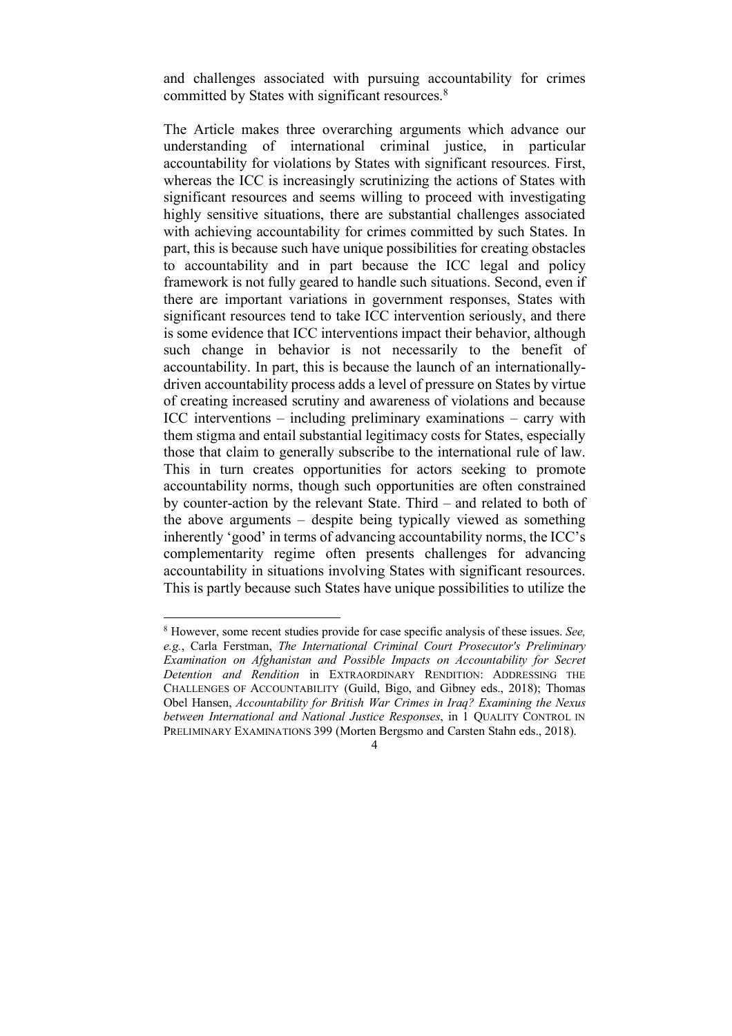and challenges associated with pursuing accountability for crimes committed by States with significant resources.[8]

The Article makes three overarching arguments which advance our understanding of international criminal justice, in particular accountability for violations by States with significant resources. First, whereas the ICC is increasingly scrutinizing the actions of States with significant resources and seems willing to proceed with investigating highly sensitive situations, there are substantial challenges associated with achieving accountability for crimes committed by such States. In part, this is because such have unique possibilities for creating obstacles to accountability and in part because the ICC legal and policy framework is not fully geared to handle such situations. Second, even if there are important variations in government responses, States with significant resources tend to take ICC intervention seriously, and there is some evidence that ICC interventions impact their behavior, although such change in behavior is not necessarily to the benefit of accountability. In part, this is because the launch of an internationally-driven accountability process adds a level of pressure on States by virtue of creating increased scrutiny and awareness of violations and because ICC interventions – including preliminary examinations – carry with them stigma and entail substantial legitimacy costs for States, especially those that claim to generally subscribe to the international rule of law. This in turn creates opportunities for actors seeking to promote accountability norms, though such opportunities are often constrained by counter-action by the relevant State. Third – and related to both of the above arguments – despite being typically viewed as something inherently 'good' in terms of advancing accountability norms, the ICC's complementarity regime often presents challenges for advancing accountability in situations involving States with significant resources. This is partly because such States have unique possibilities to utilize the

---

[8] However, some recent studies provide for case specific analysis of these issues. *See, e.g.*, Carla Ferstman, *The International Criminal Court Prosecutor's Preliminary Examination on Afghanistan and Possible Impacts on Accountability for Secret Detention and Rendition* in EXTRAORDINARY RENDITION: ADDRESSING THE CHALLENGES OF ACCOUNTABILITY (Guild, Bigo, and Gibney eds., 2018); Thomas Obel Hansen, *Accountability for British War Crimes in Iraq? Examining the Nexus between International and National Justice Responses*, in 1 QUALITY CONTROL IN PRELIMINARY EXAMINATIONS 399 (Morten Bergsmo and Carsten Stahn eds., 2018).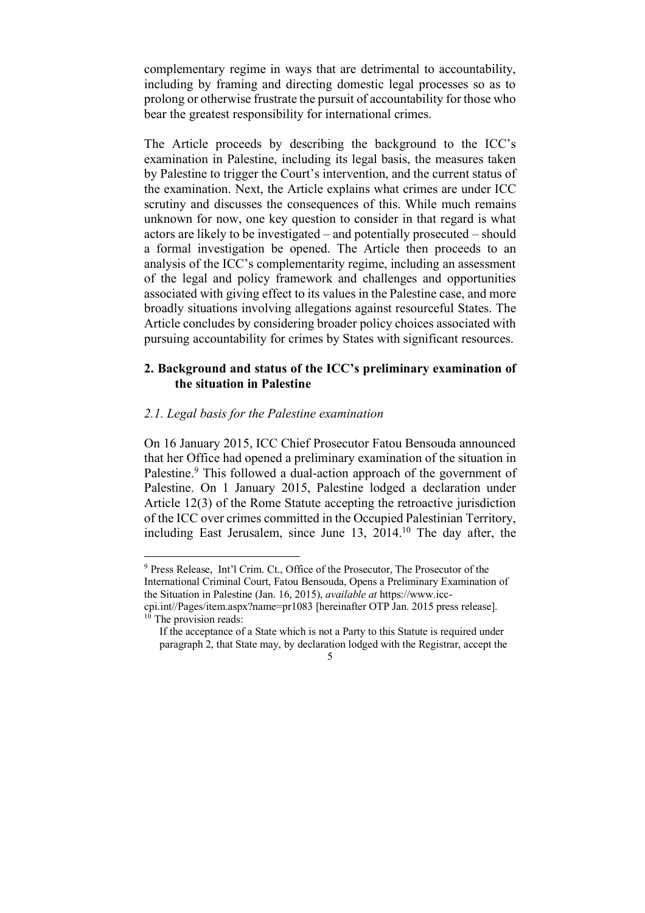complementary regime in ways that are detrimental to accountability, including by framing and directing domestic legal processes so as to prolong or otherwise frustrate the pursuit of accountability for those who bear the greatest responsibility for international crimes.

The Article proceeds by describing the background to the ICC's examination in Palestine, including its legal basis, the measures taken by Palestine to trigger the Court's intervention, and the current status of the examination. Next, the Article explains what crimes are under ICC scrutiny and discusses the consequences of this. While much remains unknown for now, one key question to consider in that regard is what actors are likely to be investigated – and potentially prosecuted – should a formal investigation be opened. The Article then proceeds to an analysis of the ICC's complementarity regime, including an assessment of the legal and policy framework and challenges and opportunities associated with giving effect to its values in the Palestine case, and more broadly situations involving allegations against resourceful States. The Article concludes by considering broader policy choices associated with pursuing accountability for crimes by States with significant resources.

## 2. Background and status of the ICC's preliminary examination of the situation in Palestine

### *2.1. Legal basis for the Palestine examination*

On 16 January 2015, ICC Chief Prosecutor Fatou Bensouda announced that her Office had opened a preliminary examination of the situation in Palestine.[9] This followed a dual-action approach of the government of Palestine. On 1 January 2015, Palestine lodged a declaration under Article 12(3) of the Rome Statute accepting the retroactive jurisdiction of the ICC over crimes committed in the Occupied Palestinian Territory, including East Jerusalem, since June 13, 2014.[10] The day after, the

---

[9] Press Release, Int'l Crim. Ct., Office of the Prosecutor, The Prosecutor of the International Criminal Court, Fatou Bensouda, Opens a Preliminary Examination of the Situation in Palestine (Jan. 16, 2015), *available at* https://www.icc-cpi.int//Pages/item.aspx?name=pr1083 [hereinafter OTP Jan. 2015 press release].

[10] The provision reads:

> If the acceptance of a State which is not a Party to this Statute is required under paragraph 2, that State may, by declaration lodged with the Registrar, accept the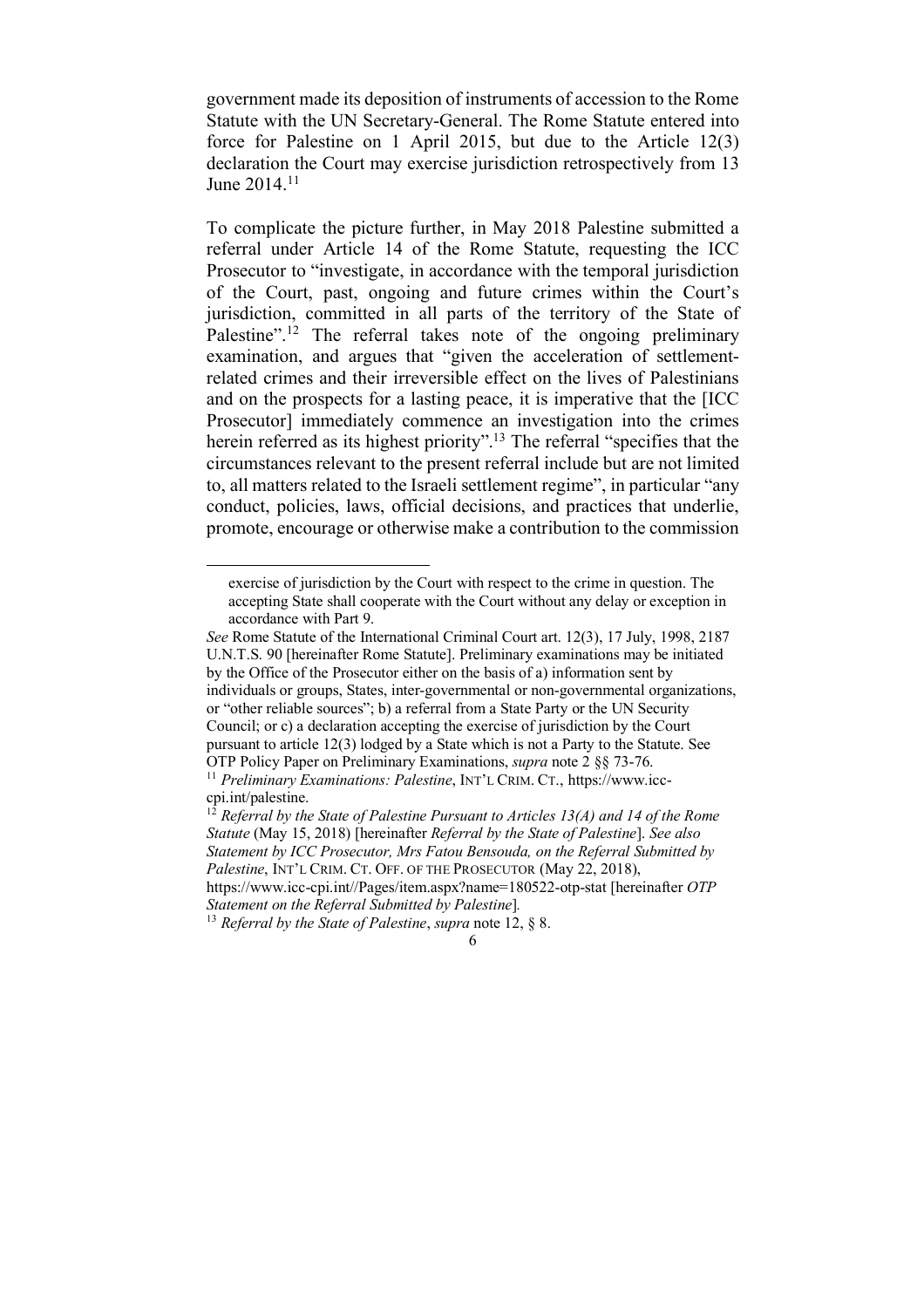government made its deposition of instruments of accession to the Rome Statute with the UN Secretary-General. The Rome Statute entered into force for Palestine on 1 April 2015, but due to the Article 12(3) declaration the Court may exercise jurisdiction retrospectively from 13 June 2014.[11]

To complicate the picture further, in May 2018 Palestine submitted a referral under Article 14 of the Rome Statute, requesting the ICC Prosecutor to "investigate, in accordance with the temporal jurisdiction of the Court, past, ongoing and future crimes within the Court's jurisdiction, committed in all parts of the territory of the State of Palestine".[12] The referral takes note of the ongoing preliminary examination, and argues that "given the acceleration of settlement-related crimes and their irreversible effect on the lives of Palestinians and on the prospects for a lasting peace, it is imperative that the [ICC Prosecutor] immediately commence an investigation into the crimes herein referred as its highest priority".[13] The referral "specifies that the circumstances relevant to the present referral include but are not limited to, all matters related to the Israeli settlement regime", in particular "any conduct, policies, laws, official decisions, and practices that underlie, promote, encourage or otherwise make a contribution to the commission

---

exercise of jurisdiction by the Court with respect to the crime in question. The accepting State shall cooperate with the Court without any delay or exception in accordance with Part 9.

*See* Rome Statute of the International Criminal Court art. 12(3), 17 July, 1998, 2187 U.N.T.S. 90 [hereinafter Rome Statute]. Preliminary examinations may be initiated by the Office of the Prosecutor either on the basis of a) information sent by individuals or groups, States, inter-governmental or non-governmental organizations, or "other reliable sources"; b) a referral from a State Party or the UN Security Council; or c) a declaration accepting the exercise of jurisdiction by the Court pursuant to article 12(3) lodged by a State which is not a Party to the Statute. See OTP Policy Paper on Preliminary Examinations, *supra* note 2 §§ 73-76.

[11] *Preliminary Examinations: Palestine*, INT'L CRIM. CT., https://www.icc-cpi.int/palestine.

[12] *Referral by the State of Palestine Pursuant to Articles 13(A) and 14 of the Rome Statute* (May 15, 2018) [hereinafter *Referral by the State of Palestine*]. *See also Statement by ICC Prosecutor, Mrs Fatou Bensouda, on the Referral Submitted by Palestine*, INT'L CRIM. CT. OFF. OF THE PROSECUTOR (May 22, 2018), https://www.icc-cpi.int//Pages/item.aspx?name=180522-otp-stat [hereinafter *OTP Statement on the Referral Submitted by Palestine*].

[13] *Referral by the State of Palestine*, *supra* note 12, § 8.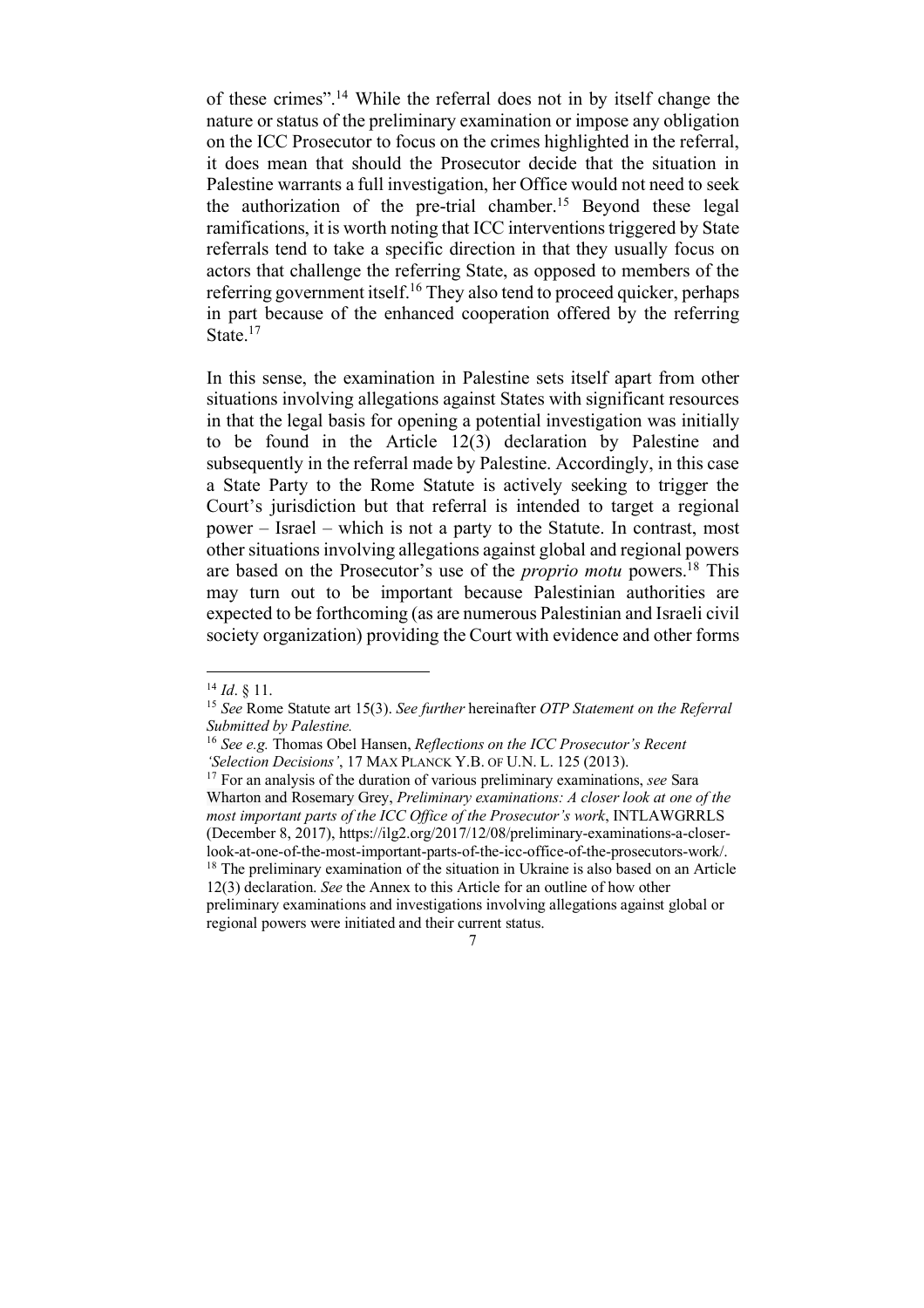of these crimes".[14] While the referral does not in by itself change the nature or status of the preliminary examination or impose any obligation on the ICC Prosecutor to focus on the crimes highlighted in the referral, it does mean that should the Prosecutor decide that the situation in Palestine warrants a full investigation, her Office would not need to seek the authorization of the pre-trial chamber.[15] Beyond these legal ramifications, it is worth noting that ICC interventions triggered by State referrals tend to take a specific direction in that they usually focus on actors that challenge the referring State, as opposed to members of the referring government itself.[16] They also tend to proceed quicker, perhaps in part because of the enhanced cooperation offered by the referring State.[17]

In this sense, the examination in Palestine sets itself apart from other situations involving allegations against States with significant resources in that the legal basis for opening a potential investigation was initially to be found in the Article 12(3) declaration by Palestine and subsequently in the referral made by Palestine. Accordingly, in this case a State Party to the Rome Statute is actively seeking to trigger the Court's jurisdiction but that referral is intended to target a regional power – Israel – which is not a party to the Statute. In contrast, most other situations involving allegations against global and regional powers are based on the Prosecutor's use of the *proprio motu* powers.[18] This may turn out to be important because Palestinian authorities are expected to be forthcoming (as are numerous Palestinian and Israeli civil society organization) providing the Court with evidence and other forms

---

[14] *Id*. § 11.

[15] *See* Rome Statute art 15(3). *See further* hereinafter *OTP Statement on the Referral Submitted by Palestine.*

[16] *See e.g.* Thomas Obel Hansen, *Reflections on the ICC Prosecutor's Recent 'Selection Decisions'*, 17 MAX PLANCK Y.B. OF U.N. L. 125 (2013).

[17] For an analysis of the duration of various preliminary examinations, *see* Sara Wharton and Rosemary Grey, *Preliminary examinations: A closer look at one of the most important parts of the ICC Office of the Prosecutor's work*, INTLAWGRRLS (December 8, 2017), https://ilg2.org/2017/12/08/preliminary-examinations-a-closer-look-at-one-of-the-most-important-parts-of-the-icc-office-of-the-prosecutors-work/.

[18] The preliminary examination of the situation in Ukraine is also based on an Article 12(3) declaration. *See* the Annex to this Article for an outline of how other preliminary examinations and investigations involving allegations against global or regional powers were initiated and their current status.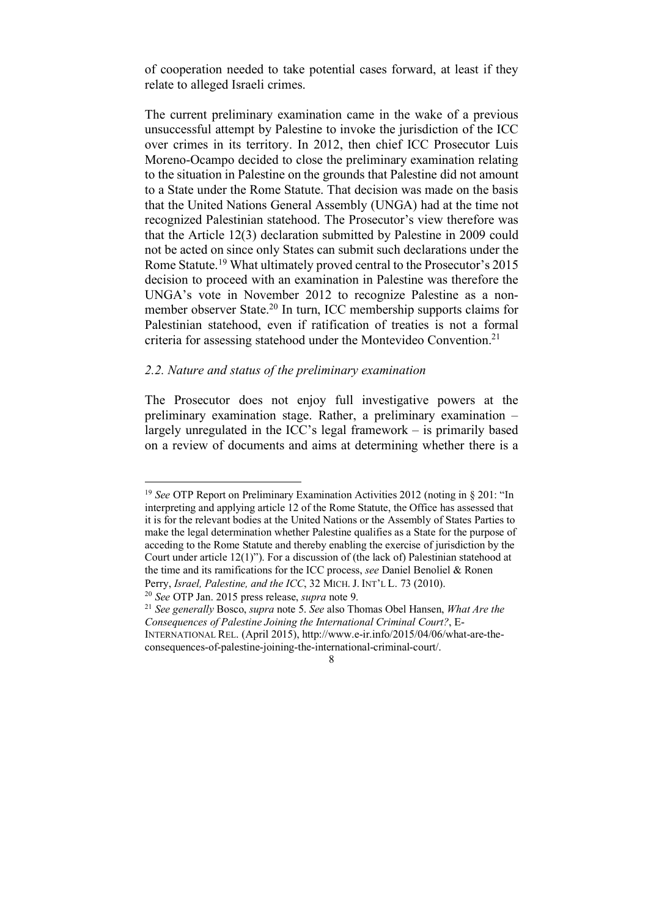of cooperation needed to take potential cases forward, at least if they relate to alleged Israeli crimes.

The current preliminary examination came in the wake of a previous unsuccessful attempt by Palestine to invoke the jurisdiction of the ICC over crimes in its territory. In 2012, then chief ICC Prosecutor Luis Moreno-Ocampo decided to close the preliminary examination relating to the situation in Palestine on the grounds that Palestine did not amount to a State under the Rome Statute. That decision was made on the basis that the United Nations General Assembly (UNGA) had at the time not recognized Palestinian statehood. The Prosecutor's view therefore was that the Article 12(3) declaration submitted by Palestine in 2009 could not be acted on since only States can submit such declarations under the Rome Statute.[19] What ultimately proved central to the Prosecutor's 2015 decision to proceed with an examination in Palestine was therefore the UNGA's vote in November 2012 to recognize Palestine as a non-member observer State.[20] In turn, ICC membership supports claims for Palestinian statehood, even if ratification of treaties is not a formal criteria for assessing statehood under the Montevideo Convention.[21]

### *2.2. Nature and status of the preliminary examination*

The Prosecutor does not enjoy full investigative powers at the preliminary examination stage. Rather, a preliminary examination – largely unregulated in the ICC's legal framework – is primarily based on a review of documents and aims at determining whether there is a

---

[19] *See* OTP Report on Preliminary Examination Activities 2012 (noting in § 201: "In interpreting and applying article 12 of the Rome Statute, the Office has assessed that it is for the relevant bodies at the United Nations or the Assembly of States Parties to make the legal determination whether Palestine qualifies as a State for the purpose of acceding to the Rome Statute and thereby enabling the exercise of jurisdiction by the Court under article 12(1)"). For a discussion of (the lack of) Palestinian statehood at the time and its ramifications for the ICC process, *see* Daniel Benoliel & Ronen Perry, *Israel, Palestine, and the ICC*, 32 MICH. J. INT'L L. 73 (2010).

[20] *See* OTP Jan. 2015 press release, *supra* note 9.

[21] *See generally* Bosco, *supra* note 5. *See* also Thomas Obel Hansen, *What Are the Consequences of Palestine Joining the International Criminal Court?*, E-INTERNATIONAL REL. (April 2015), http://www.e-ir.info/2015/04/06/what-are-the-consequences-of-palestine-joining-the-international-criminal-court/.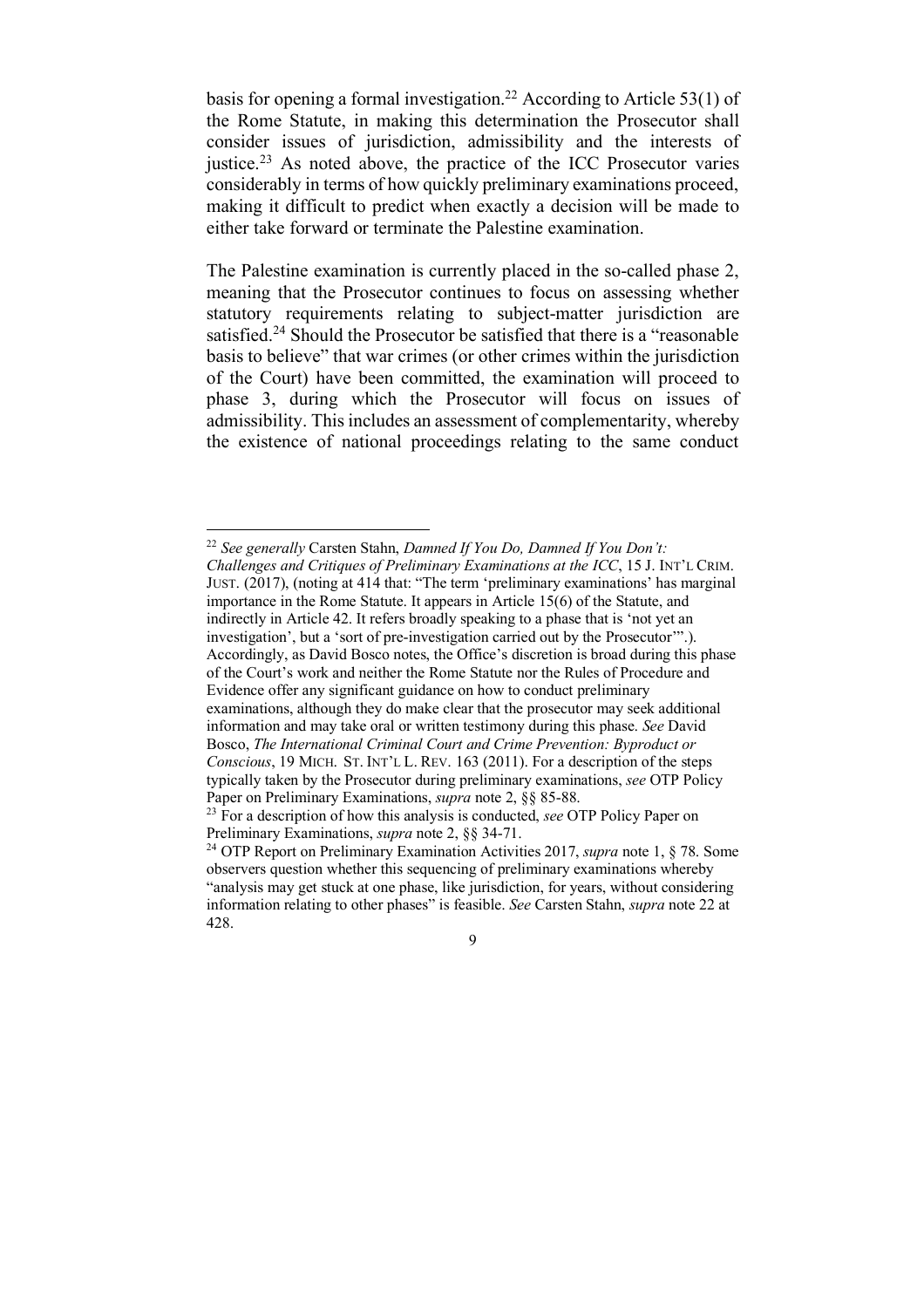basis for opening a formal investigation.[22] According to Article 53(1) of the Rome Statute, in making this determination the Prosecutor shall consider issues of jurisdiction, admissibility and the interests of justice.[23] As noted above, the practice of the ICC Prosecutor varies considerably in terms of how quickly preliminary examinations proceed, making it difficult to predict when exactly a decision will be made to either take forward or terminate the Palestine examination.

The Palestine examination is currently placed in the so-called phase 2, meaning that the Prosecutor continues to focus on assessing whether statutory requirements relating to subject-matter jurisdiction are satisfied.[24] Should the Prosecutor be satisfied that there is a "reasonable basis to believe" that war crimes (or other crimes within the jurisdiction of the Court) have been committed, the examination will proceed to phase 3, during which the Prosecutor will focus on issues of admissibility. This includes an assessment of complementarity, whereby the existence of national proceedings relating to the same conduct

---

[22] *See generally* Carsten Stahn, *Damned If You Do, Damned If You Don't: Challenges and Critiques of Preliminary Examinations at the ICC*, 15 J. INT'L CRIM. JUST. (2017), (noting at 414 that: "The term 'preliminary examinations' has marginal importance in the Rome Statute. It appears in Article 15(6) of the Statute, and indirectly in Article 42. It refers broadly speaking to a phase that is 'not yet an investigation', but a 'sort of pre-investigation carried out by the Prosecutor'".). Accordingly, as David Bosco notes, the Office's discretion is broad during this phase of the Court's work and neither the Rome Statute nor the Rules of Procedure and Evidence offer any significant guidance on how to conduct preliminary examinations, although they do make clear that the prosecutor may seek additional information and may take oral or written testimony during this phase. *See* David Bosco, *The International Criminal Court and Crime Prevention: Byproduct or Conscious*, 19 MICH. ST. INT'L L. REV. 163 (2011). For a description of the steps typically taken by the Prosecutor during preliminary examinations, *see* OTP Policy Paper on Preliminary Examinations, *supra* note 2, §§ 85-88.

[23] For a description of how this analysis is conducted, *see* OTP Policy Paper on Preliminary Examinations, *supra* note 2, §§ 34-71.

[24] OTP Report on Preliminary Examination Activities 2017, *supra* note 1, § 78. Some observers question whether this sequencing of preliminary examinations whereby "analysis may get stuck at one phase, like jurisdiction, for years, without considering information relating to other phases" is feasible. *See* Carsten Stahn, *supra* note 22 at 428.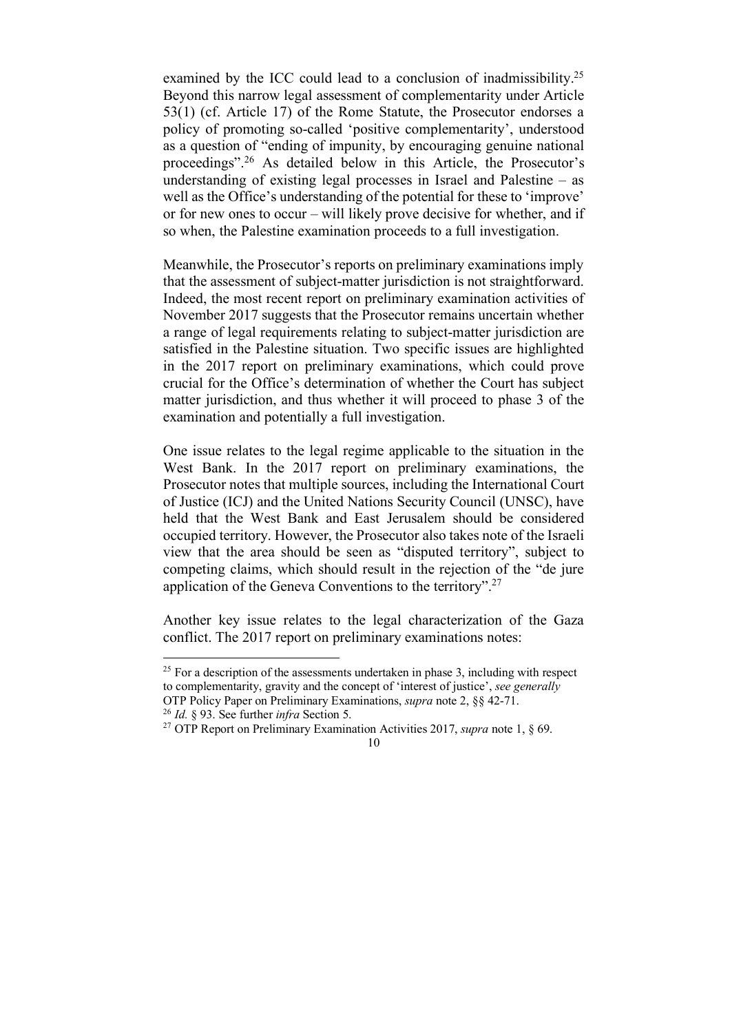examined by the ICC could lead to a conclusion of inadmissibility.[25] Beyond this narrow legal assessment of complementarity under Article 53(1) (cf. Article 17) of the Rome Statute, the Prosecutor endorses a policy of promoting so-called 'positive complementarity', understood as a question of "ending of impunity, by encouraging genuine national proceedings".[26] As detailed below in this Article, the Prosecutor's understanding of existing legal processes in Israel and Palestine – as well as the Office's understanding of the potential for these to 'improve' or for new ones to occur – will likely prove decisive for whether, and if so when, the Palestine examination proceeds to a full investigation.

Meanwhile, the Prosecutor's reports on preliminary examinations imply that the assessment of subject-matter jurisdiction is not straightforward. Indeed, the most recent report on preliminary examination activities of November 2017 suggests that the Prosecutor remains uncertain whether a range of legal requirements relating to subject-matter jurisdiction are satisfied in the Palestine situation. Two specific issues are highlighted in the 2017 report on preliminary examinations, which could prove crucial for the Office's determination of whether the Court has subject matter jurisdiction, and thus whether it will proceed to phase 3 of the examination and potentially a full investigation.

One issue relates to the legal regime applicable to the situation in the West Bank. In the 2017 report on preliminary examinations, the Prosecutor notes that multiple sources, including the International Court of Justice (ICJ) and the United Nations Security Council (UNSC), have held that the West Bank and East Jerusalem should be considered occupied territory. However, the Prosecutor also takes note of the Israeli view that the area should be seen as "disputed territory", subject to competing claims, which should result in the rejection of the "de jure application of the Geneva Conventions to the territory".[27]

Another key issue relates to the legal characterization of the Gaza conflict. The 2017 report on preliminary examinations notes:

---

[25] For a description of the assessments undertaken in phase 3, including with respect to complementarity, gravity and the concept of 'interest of justice', *see generally* OTP Policy Paper on Preliminary Examinations, *supra* note 2, §§ 42-71.

[26] *Id.* § 93. See further *infra* Section 5.

[27] OTP Report on Preliminary Examination Activities 2017, *supra* note 1, § 69.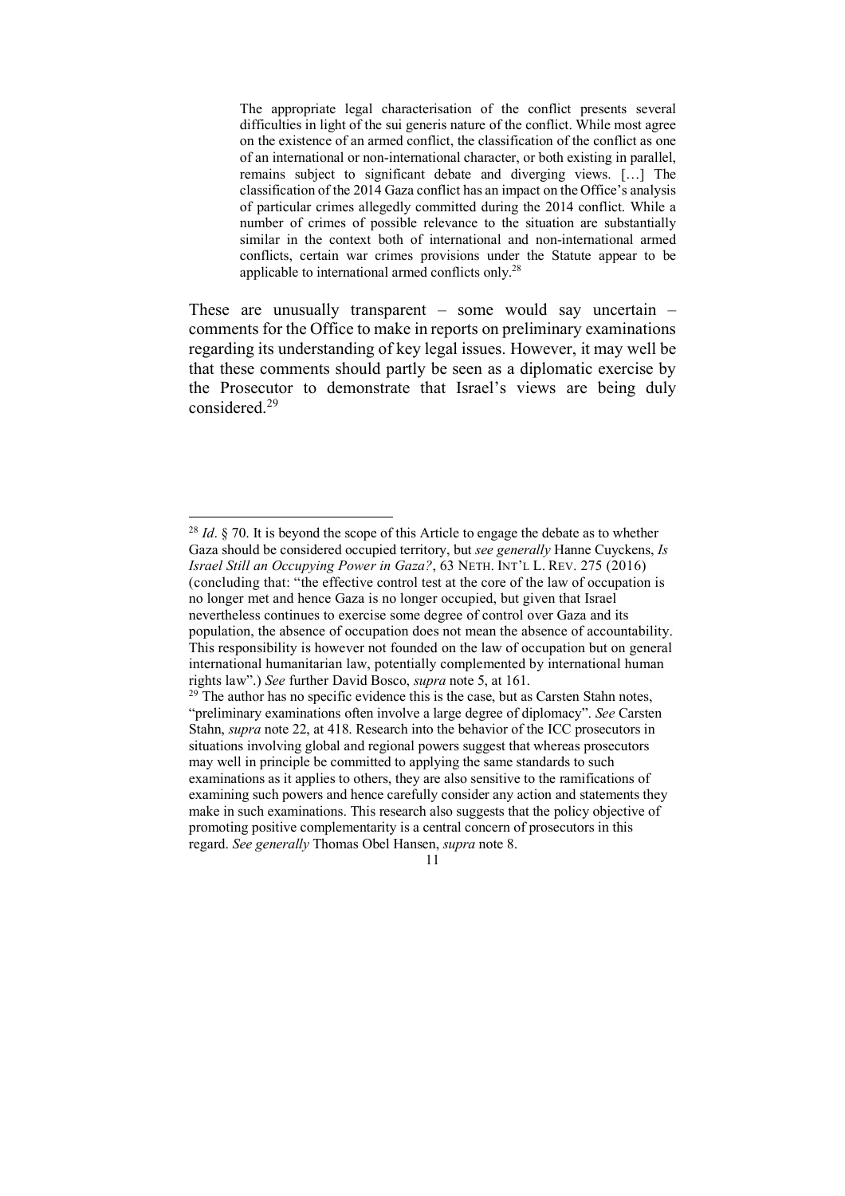> The appropriate legal characterisation of the conflict presents several difficulties in light of the sui generis nature of the conflict. While most agree on the existence of an armed conflict, the classification of the conflict as one of an international or non-international character, or both existing in parallel, remains subject to significant debate and diverging views. […] The classification of the 2014 Gaza conflict has an impact on the Office's analysis of particular crimes allegedly committed during the 2014 conflict. While a number of crimes of possible relevance to the situation are substantially similar in the context both of international and non-international armed conflicts, certain war crimes provisions under the Statute appear to be applicable to international armed conflicts only.[28]

These are unusually transparent – some would say uncertain – comments for the Office to make in reports on preliminary examinations regarding its understanding of key legal issues. However, it may well be that these comments should partly be seen as a diplomatic exercise by the Prosecutor to demonstrate that Israel's views are being duly considered.[29]

---

[28] *Id*. § 70. It is beyond the scope of this Article to engage the debate as to whether Gaza should be considered occupied territory, but *see generally* Hanne Cuyckens, *Is Israel Still an Occupying Power in Gaza?*, 63 NETH. INT'L L. REV. 275 (2016) (concluding that: "the effective control test at the core of the law of occupation is no longer met and hence Gaza is no longer occupied, but given that Israel nevertheless continues to exercise some degree of control over Gaza and its population, the absence of occupation does not mean the absence of accountability. This responsibility is however not founded on the law of occupation but on general international humanitarian law, potentially complemented by international human rights law".) *See* further David Bosco, *supra* note 5, at 161.

[29] The author has no specific evidence this is the case, but as Carsten Stahn notes, "preliminary examinations often involve a large degree of diplomacy". *See* Carsten Stahn, *supra* note 22, at 418. Research into the behavior of the ICC prosecutors in situations involving global and regional powers suggest that whereas prosecutors may well in principle be committed to applying the same standards to such examinations as it applies to others, they are also sensitive to the ramifications of examining such powers and hence carefully consider any action and statements they make in such examinations. This research also suggests that the policy objective of promoting positive complementarity is a central concern of prosecutors in this regard. *See generally* Thomas Obel Hansen, *supra* note 8.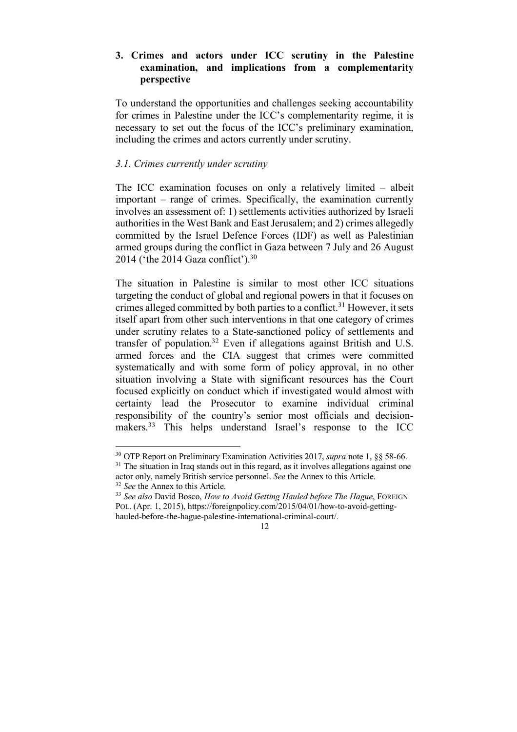## 3. Crimes and actors under ICC scrutiny in the Palestine examination, and implications from a complementarity perspective

To understand the opportunities and challenges seeking accountability for crimes in Palestine under the ICC's complementarity regime, it is necessary to set out the focus of the ICC's preliminary examination, including the crimes and actors currently under scrutiny.

### *3.1. Crimes currently under scrutiny*

The ICC examination focuses on only a relatively limited – albeit important – range of crimes. Specifically, the examination currently involves an assessment of: 1) settlements activities authorized by Israeli authorities in the West Bank and East Jerusalem; and 2) crimes allegedly committed by the Israel Defence Forces (IDF) as well as Palestinian armed groups during the conflict in Gaza between 7 July and 26 August 2014 ('the 2014 Gaza conflict').[30]

The situation in Palestine is similar to most other ICC situations targeting the conduct of global and regional powers in that it focuses on crimes alleged committed by both parties to a conflict.[31] However, it sets itself apart from other such interventions in that one category of crimes under scrutiny relates to a State-sanctioned policy of settlements and transfer of population.[32] Even if allegations against British and U.S. armed forces and the CIA suggest that crimes were committed systematically and with some form of policy approval, in no other situation involving a State with significant resources has the Court focused explicitly on conduct which if investigated would almost with certainty lead the Prosecutor to examine individual criminal responsibility of the country's senior most officials and decision-makers.[33] This helps understand Israel's response to the ICC

---

[30] OTP Report on Preliminary Examination Activities 2017, *supra* note 1, §§ 58-66.

[31] The situation in Iraq stands out in this regard, as it involves allegations against one actor only, namely British service personnel. *See* the Annex to this Article.

[32] *See* the Annex to this Article.

[33] *See also* David Bosco, *How to Avoid Getting Hauled before The Hague*, FOREIGN POL. (Apr. 1, 2015), https://foreignpolicy.com/2015/04/01/how-to-avoid-getting-hauled-before-the-hague-palestine-international-criminal-court/.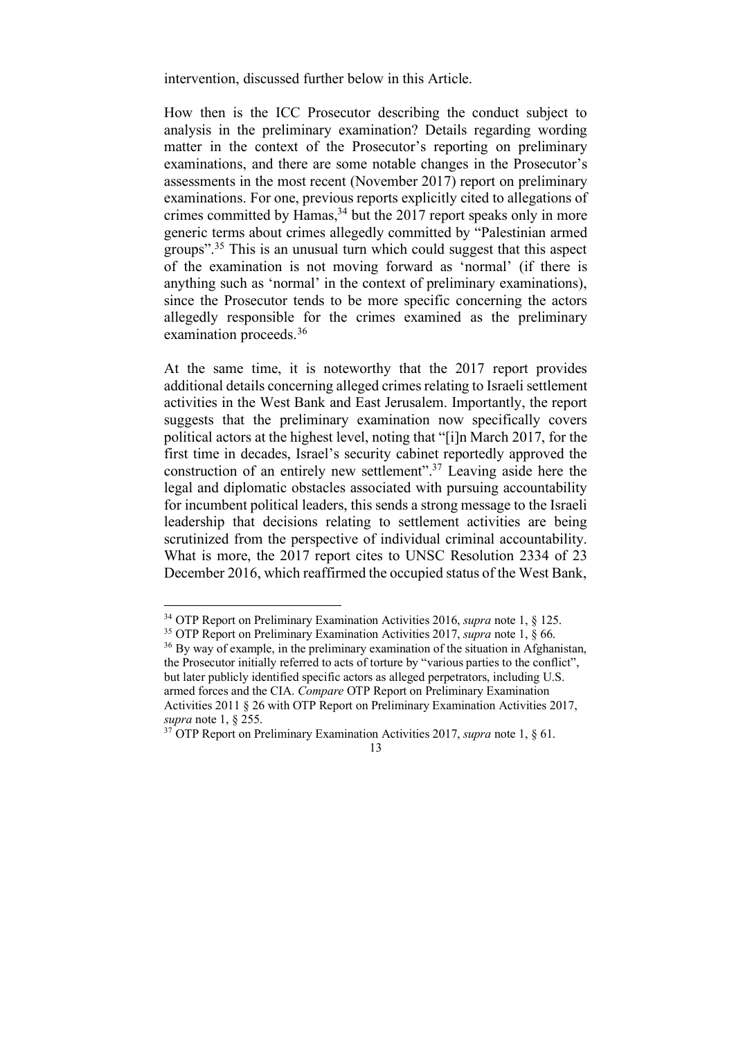intervention, discussed further below in this Article.

How then is the ICC Prosecutor describing the conduct subject to analysis in the preliminary examination? Details regarding wording matter in the context of the Prosecutor's reporting on preliminary examinations, and there are some notable changes in the Prosecutor's assessments in the most recent (November 2017) report on preliminary examinations. For one, previous reports explicitly cited to allegations of crimes committed by Hamas,[34] but the 2017 report speaks only in more generic terms about crimes allegedly committed by "Palestinian armed groups".[35] This is an unusual turn which could suggest that this aspect of the examination is not moving forward as 'normal' (if there is anything such as 'normal' in the context of preliminary examinations), since the Prosecutor tends to be more specific concerning the actors allegedly responsible for the crimes examined as the preliminary examination proceeds.[36]

At the same time, it is noteworthy that the 2017 report provides additional details concerning alleged crimes relating to Israeli settlement activities in the West Bank and East Jerusalem. Importantly, the report suggests that the preliminary examination now specifically covers political actors at the highest level, noting that "[i]n March 2017, for the first time in decades, Israel's security cabinet reportedly approved the construction of an entirely new settlement".[37] Leaving aside here the legal and diplomatic obstacles associated with pursuing accountability for incumbent political leaders, this sends a strong message to the Israeli leadership that decisions relating to settlement activities are being scrutinized from the perspective of individual criminal accountability. What is more, the 2017 report cites to UNSC Resolution 2334 of 23 December 2016, which reaffirmed the occupied status of the West Bank,

---

[34] OTP Report on Preliminary Examination Activities 2016, *supra* note 1, § 125.

[35] OTP Report on Preliminary Examination Activities 2017, *supra* note 1, § 66.

[36] By way of example, in the preliminary examination of the situation in Afghanistan, the Prosecutor initially referred to acts of torture by "various parties to the conflict", but later publicly identified specific actors as alleged perpetrators, including U.S. armed forces and the CIA. *Compare* OTP Report on Preliminary Examination Activities 2011 § 26 with OTP Report on Preliminary Examination Activities 2017, *supra* note 1, § 255.

[37] OTP Report on Preliminary Examination Activities 2017, *supra* note 1, § 61.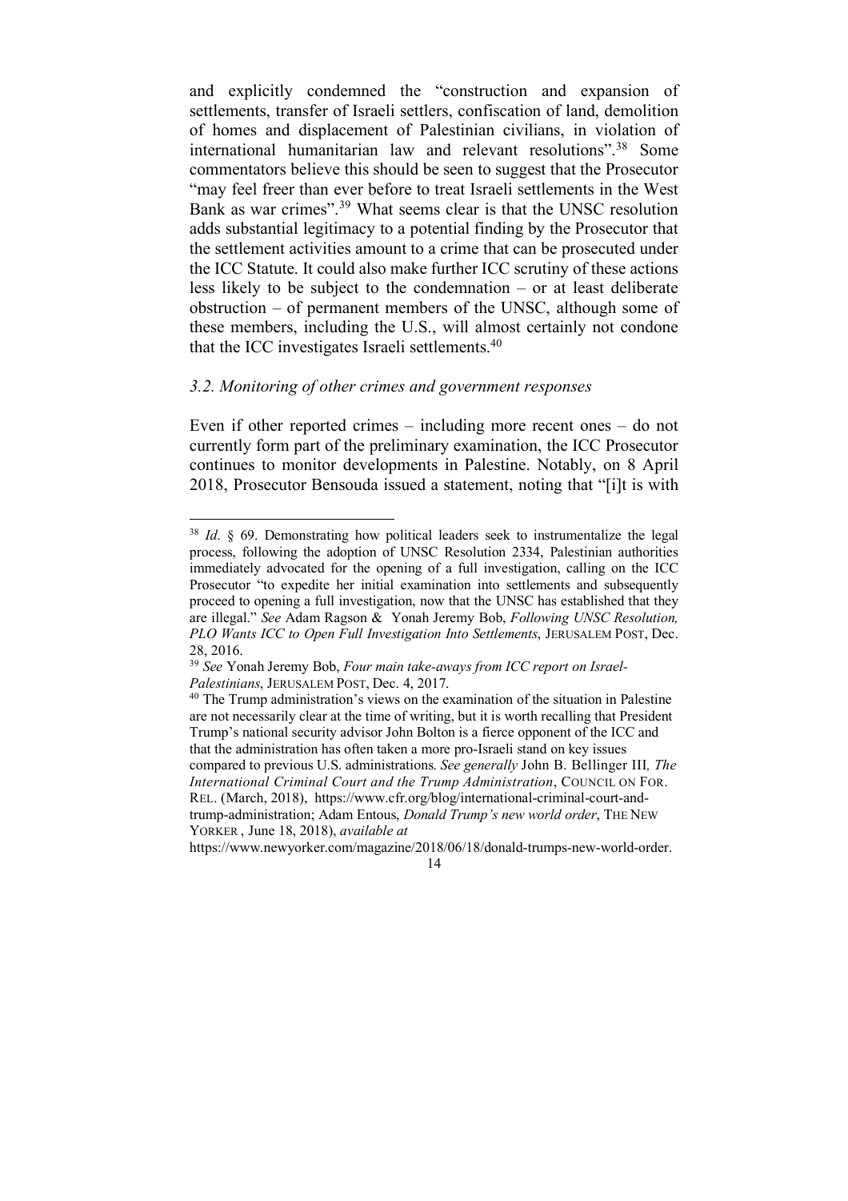and explicitly condemned the "construction and expansion of settlements, transfer of Israeli settlers, confiscation of land, demolition of homes and displacement of Palestinian civilians, in violation of international humanitarian law and relevant resolutions".[38] Some commentators believe this should be seen to suggest that the Prosecutor "may feel freer than ever before to treat Israeli settlements in the West Bank as war crimes".[39] What seems clear is that the UNSC resolution adds substantial legitimacy to a potential finding by the Prosecutor that the settlement activities amount to a crime that can be prosecuted under the ICC Statute. It could also make further ICC scrutiny of these actions less likely to be subject to the condemnation – or at least deliberate obstruction – of permanent members of the UNSC, although some of these members, including the U.S., will almost certainly not condone that the ICC investigates Israeli settlements.[40]

### *3.2. Monitoring of other crimes and government responses*

Even if other reported crimes – including more recent ones – do not currently form part of the preliminary examination, the ICC Prosecutor continues to monitor developments in Palestine. Notably, on 8 April 2018, Prosecutor Bensouda issued a statement, noting that "[i]t is with

---

[38] *Id*. § 69. Demonstrating how political leaders seek to instrumentalize the legal process, following the adoption of UNSC Resolution 2334, Palestinian authorities immediately advocated for the opening of a full investigation, calling on the ICC Prosecutor "to expedite her initial examination into settlements and subsequently proceed to opening a full investigation, now that the UNSC has established that they are illegal." *See* Adam Ragson & Yonah Jeremy Bob, *Following UNSC Resolution, PLO Wants ICC to Open Full Investigation Into Settlements*, JERUSALEM POST, Dec. 28, 2016.

[39] *See* Yonah Jeremy Bob, *Four main take-aways from ICC report on Israel-Palestinians*, JERUSALEM POST, Dec. 4, 2017.

[40] The Trump administration's views on the examination of the situation in Palestine are not necessarily clear at the time of writing, but it is worth recalling that President Trump's national security advisor John Bolton is a fierce opponent of the ICC and that the administration has often taken a more pro-Israeli stand on key issues compared to previous U.S. administrations. *See generally* John B. Bellinger III*, The International Criminal Court and the Trump Administration*, COUNCIL ON FOR. REL. (March, 2018), https://www.cfr.org/blog/international-criminal-court-and-trump-administration; Adam Entous, *Donald Trump's new world order*, THE NEW YORKER , June 18, 2018), *available at* https://www.newyorker.com/magazine/2018/06/18/donald-trumps-new-world-order.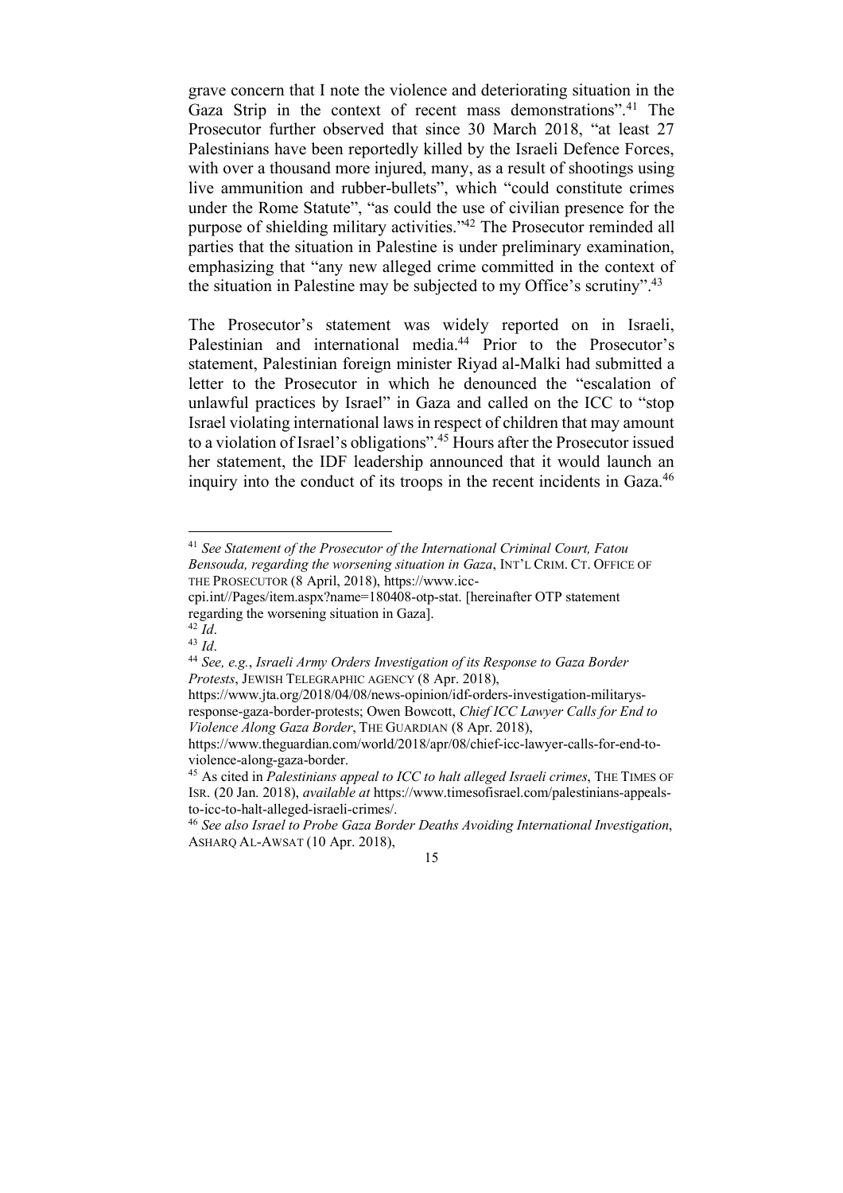grave concern that I note the violence and deteriorating situation in the Gaza Strip in the context of recent mass demonstrations".[41] The Prosecutor further observed that since 30 March 2018, "at least 27 Palestinians have been reportedly killed by the Israeli Defence Forces, with over a thousand more injured, many, as a result of shootings using live ammunition and rubber-bullets", which "could constitute crimes under the Rome Statute", "as could the use of civilian presence for the purpose of shielding military activities."[42] The Prosecutor reminded all parties that the situation in Palestine is under preliminary examination, emphasizing that "any new alleged crime committed in the context of the situation in Palestine may be subjected to my Office's scrutiny".[43]

The Prosecutor's statement was widely reported on in Israeli, Palestinian and international media.[44] Prior to the Prosecutor's statement, Palestinian foreign minister Riyad al-Malki had submitted a letter to the Prosecutor in which he denounced the "escalation of unlawful practices by Israel" in Gaza and called on the ICC to "stop Israel violating international laws in respect of children that may amount to a violation of Israel's obligations".[45] Hours after the Prosecutor issued her statement, the IDF leadership announced that it would launch an inquiry into the conduct of its troops in the recent incidents in Gaza.[46]

---

[41] *See Statement of the Prosecutor of the International Criminal Court, Fatou Bensouda, regarding the worsening situation in Gaza*, INT'L CRIM. CT. OFFICE OF THE PROSECUTOR (8 April, 2018), https://www.icc-cpi.int//Pages/item.aspx?name=180408-otp-stat. [hereinafter OTP statement regarding the worsening situation in Gaza].

[42] *Id*.

[43] *Id*.

[44] *See, e.g.*, *Israeli Army Orders Investigation of its Response to Gaza Border Protests*, JEWISH TELEGRAPHIC AGENCY (8 Apr. 2018), https://www.jta.org/2018/04/08/news-opinion/idf-orders-investigation-militarys-response-gaza-border-protests; Owen Bowcott, *Chief ICC Lawyer Calls for End to Violence Along Gaza Border*, THE GUARDIAN (8 Apr. 2018), https://www.theguardian.com/world/2018/apr/08/chief-icc-lawyer-calls-for-end-to-violence-along-gaza-border.

[45] As cited in *Palestinians appeal to ICC to halt alleged Israeli crimes*, THE TIMES OF ISR. (20 Jan. 2018), *available at* https://www.timesofisrael.com/palestinians-appeals-to-icc-to-halt-alleged-israeli-crimes/.

[46] *See also Israel to Probe Gaza Border Deaths Avoiding International Investigation*, ASHARQ AL-AWSAT (10 Apr. 2018),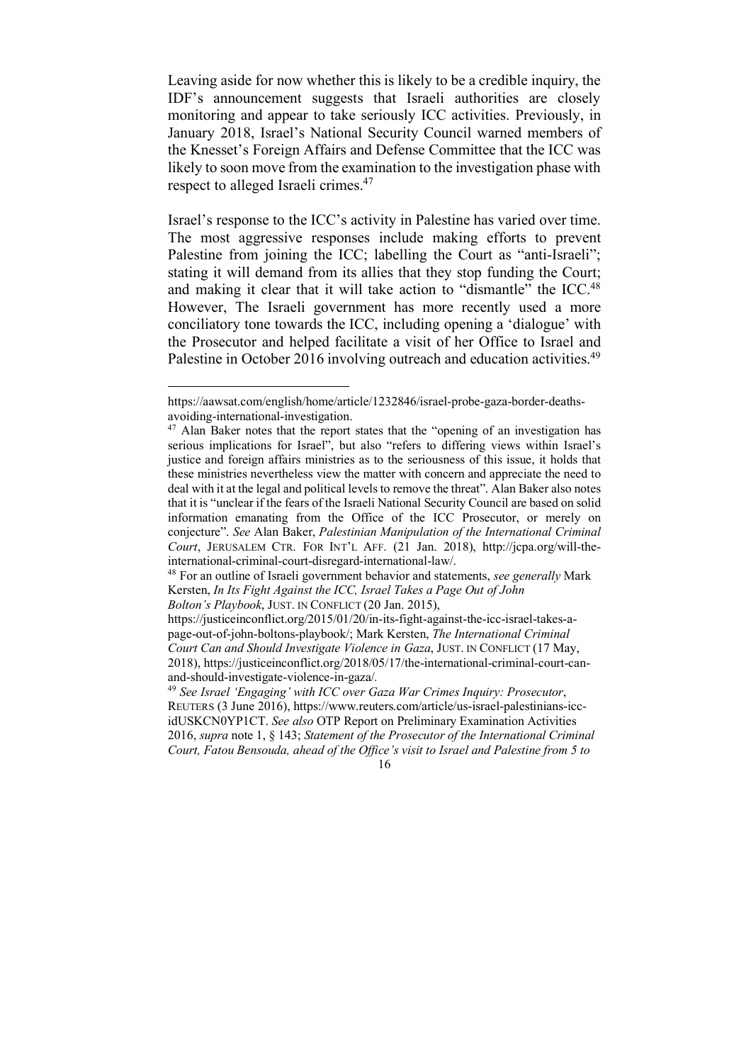Leaving aside for now whether this is likely to be a credible inquiry, the IDF's announcement suggests that Israeli authorities are closely monitoring and appear to take seriously ICC activities. Previously, in January 2018, Israel's National Security Council warned members of the Knesset's Foreign Affairs and Defense Committee that the ICC was likely to soon move from the examination to the investigation phase with respect to alleged Israeli crimes.[47]

Israel's response to the ICC's activity in Palestine has varied over time. The most aggressive responses include making efforts to prevent Palestine from joining the ICC; labelling the Court as "anti-Israeli"; stating it will demand from its allies that they stop funding the Court; and making it clear that it will take action to "dismantle" the ICC.[48] However, The Israeli government has more recently used a more conciliatory tone towards the ICC, including opening a 'dialogue' with the Prosecutor and helped facilitate a visit of her Office to Israel and Palestine in October 2016 involving outreach and education activities.[49]

---

https://aawsat.com/english/home/article/1232846/israel-probe-gaza-border-deaths-avoiding-international-investigation.

[47] Alan Baker notes that the report states that the "opening of an investigation has serious implications for Israel", but also "refers to differing views within Israel's justice and foreign affairs ministries as to the seriousness of this issue, it holds that these ministries nevertheless view the matter with concern and appreciate the need to deal with it at the legal and political levels to remove the threat". Alan Baker also notes that it is "unclear if the fears of the Israeli National Security Council are based on solid information emanating from the Office of the ICC Prosecutor, or merely on conjecture". *See* Alan Baker, *Palestinian Manipulation of the International Criminal Court*, JERUSALEM CTR. FOR INT'L AFF. (21 Jan. 2018), http://jcpa.org/will-the-international-criminal-court-disregard-international-law/.

[48] For an outline of Israeli government behavior and statements, *see generally* Mark Kersten, *In Its Fight Against the ICC, Israel Takes a Page Out of John Bolton's Playbook*, JUST. IN CONFLICT (20 Jan. 2015), https://justiceinconflict.org/2015/01/20/in-its-fight-against-the-icc-israel-takes-a-page-out-of-john-boltons-playbook/; Mark Kersten, *The International Criminal Court Can and Should Investigate Violence in Gaza*, JUST. IN CONFLICT (17 May, 2018), https://justiceinconflict.org/2018/05/17/the-international-criminal-court-can-and-should-investigate-violence-in-gaza/.

[49] *See Israel 'Engaging' with ICC over Gaza War Crimes Inquiry: Prosecutor*, REUTERS (3 June 2016), https://www.reuters.com/article/us-israel-palestinians-icc-idUSKCN0YP1CT. *See also* OTP Report on Preliminary Examination Activities 2016, *supra* note 1, § 143; *Statement of the Prosecutor of the International Criminal Court, Fatou Bensouda, ahead of the Office's visit to Israel and Palestine from 5 to*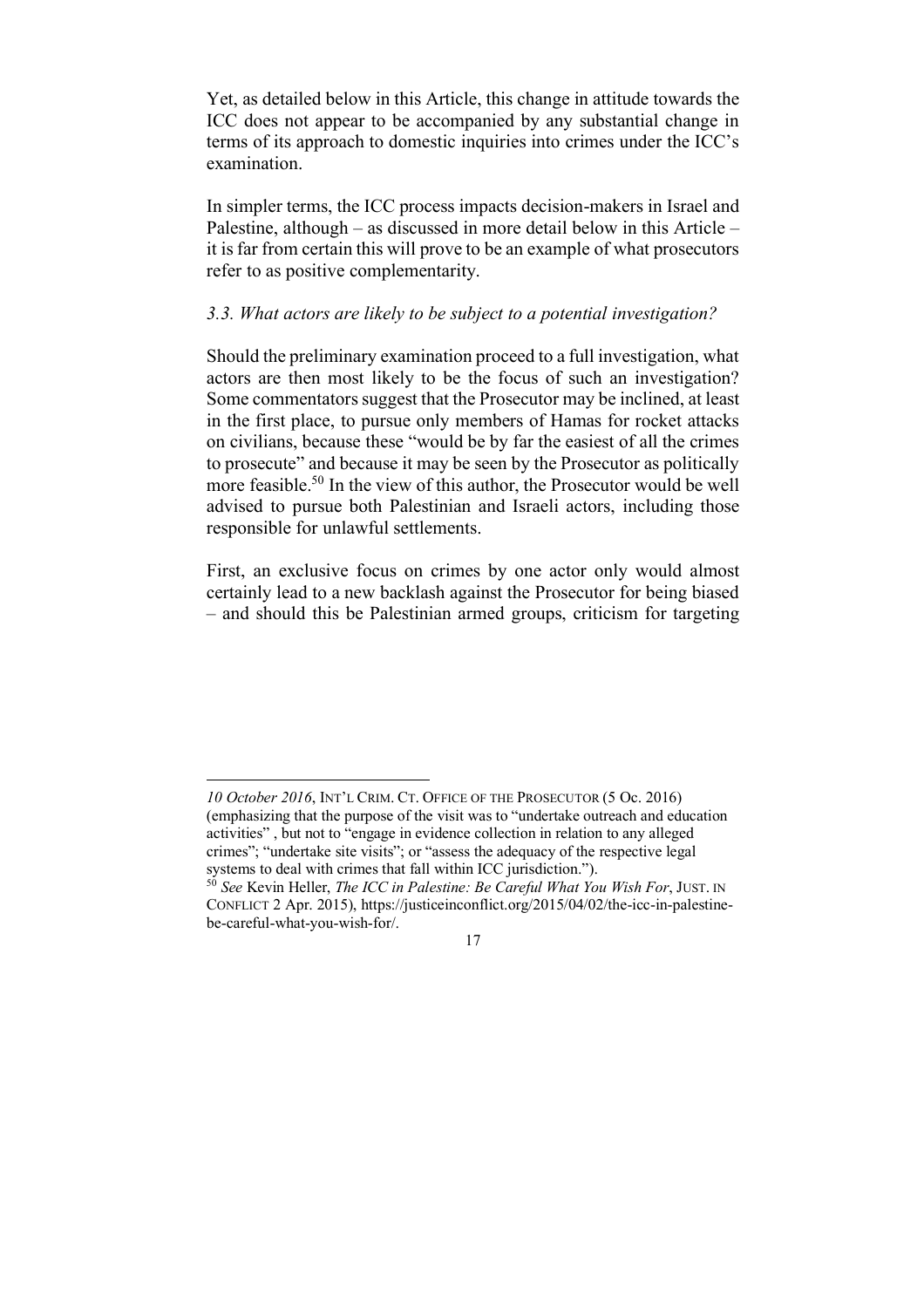Yet, as detailed below in this Article, this change in attitude towards the ICC does not appear to be accompanied by any substantial change in terms of its approach to domestic inquiries into crimes under the ICC's examination.

In simpler terms, the ICC process impacts decision-makers in Israel and Palestine, although – as discussed in more detail below in this Article – it is far from certain this will prove to be an example of what prosecutors refer to as positive complementarity.

### *3.3. What actors are likely to be subject to a potential investigation?*

Should the preliminary examination proceed to a full investigation, what actors are then most likely to be the focus of such an investigation? Some commentators suggest that the Prosecutor may be inclined, at least in the first place, to pursue only members of Hamas for rocket attacks on civilians, because these "would be by far the easiest of all the crimes to prosecute" and because it may be seen by the Prosecutor as politically more feasible.[50] In the view of this author, the Prosecutor would be well advised to pursue both Palestinian and Israeli actors, including those responsible for unlawful settlements.

First, an exclusive focus on crimes by one actor only would almost certainly lead to a new backlash against the Prosecutor for being biased – and should this be Palestinian armed groups, criticism for targeting

---

*10 October 2016*, INT'L CRIM. CT. OFFICE OF THE PROSECUTOR (5 Oc. 2016) (emphasizing that the purpose of the visit was to "undertake outreach and education activities" , but not to "engage in evidence collection in relation to any alleged crimes"; "undertake site visits"; or "assess the adequacy of the respective legal systems to deal with crimes that fall within ICC jurisdiction.").

[50] *See* Kevin Heller, *The ICC in Palestine: Be Careful What You Wish For*, JUST. IN CONFLICT 2 Apr. 2015), https://justiceinconflict.org/2015/04/02/the-icc-in-palestine-be-careful-what-you-wish-for/.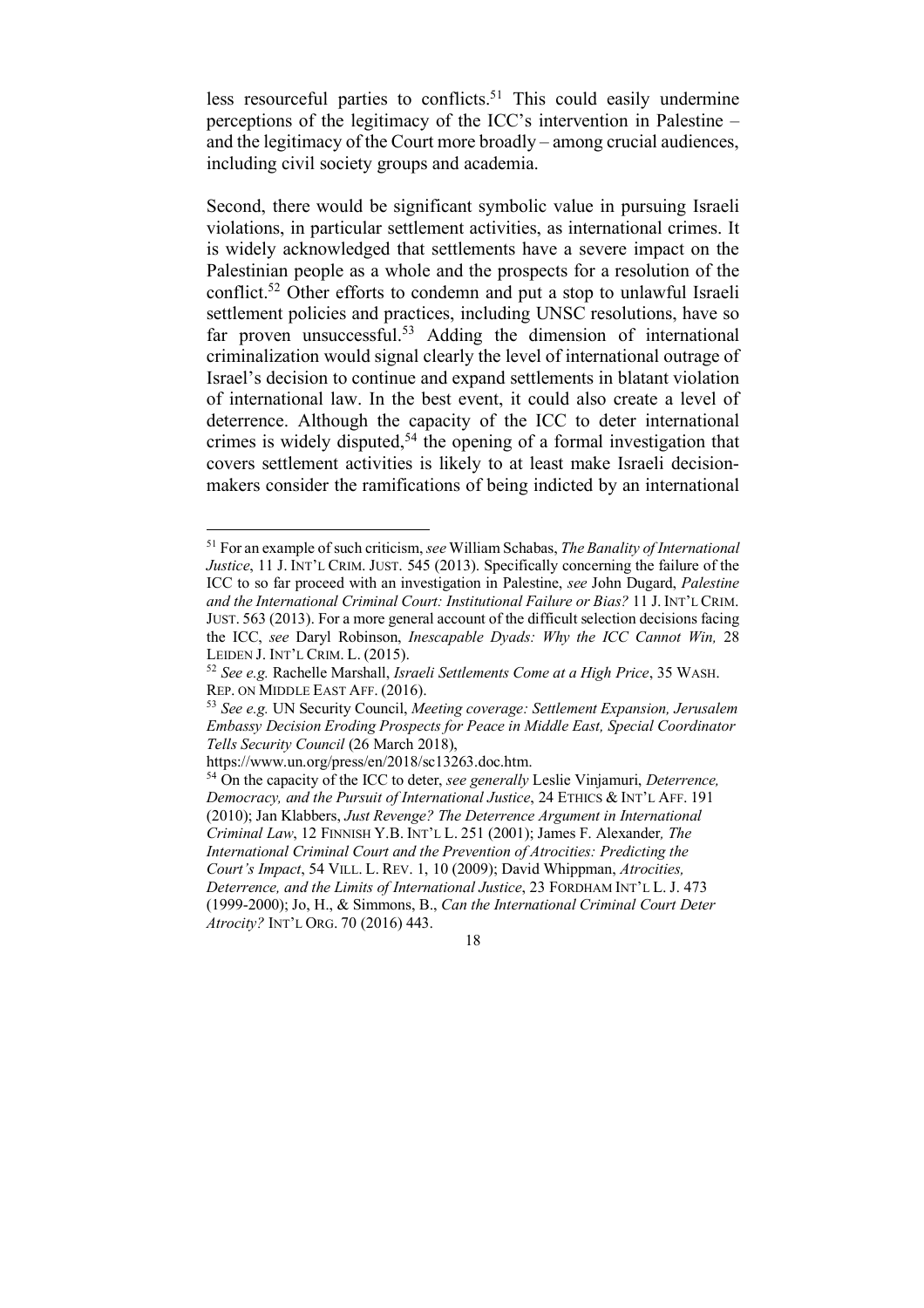less resourceful parties to conflicts.[51] This could easily undermine perceptions of the legitimacy of the ICC's intervention in Palestine – and the legitimacy of the Court more broadly – among crucial audiences, including civil society groups and academia.

Second, there would be significant symbolic value in pursuing Israeli violations, in particular settlement activities, as international crimes. It is widely acknowledged that settlements have a severe impact on the Palestinian people as a whole and the prospects for a resolution of the conflict.[52] Other efforts to condemn and put a stop to unlawful Israeli settlement policies and practices, including UNSC resolutions, have so far proven unsuccessful.[53] Adding the dimension of international criminalization would signal clearly the level of international outrage of Israel's decision to continue and expand settlements in blatant violation of international law. In the best event, it could also create a level of deterrence. Although the capacity of the ICC to deter international crimes is widely disputed,[54] the opening of a formal investigation that covers settlement activities is likely to at least make Israeli decision-makers consider the ramifications of being indicted by an international

---

[51] For an example of such criticism, *see* William Schabas, *The Banality of International Justice*, 11 J. INT'L CRIM. JUST. 545 (2013). Specifically concerning the failure of the ICC to so far proceed with an investigation in Palestine, *see* John Dugard, *Palestine and the International Criminal Court: Institutional Failure or Bias?* 11 J. INT'L CRIM. JUST. 563 (2013). For a more general account of the difficult selection decisions facing the ICC, *see* Daryl Robinson, *Inescapable Dyads: Why the ICC Cannot Win,* 28 LEIDEN J. INT'L CRIM. L. (2015).

[52] *See e.g.* Rachelle Marshall, *Israeli Settlements Come at a High Price*, 35 WASH. REP. ON MIDDLE EAST AFF. (2016).

[53] *See e.g.* UN Security Council, *Meeting coverage: Settlement Expansion, Jerusalem Embassy Decision Eroding Prospects for Peace in Middle East, Special Coordinator Tells Security Council* (26 March 2018), https://www.un.org/press/en/2018/sc13263.doc.htm.

[54] On the capacity of the ICC to deter, *see generally* Leslie Vinjamuri, *Deterrence, Democracy, and the Pursuit of International Justice*, 24 ETHICS & INT'L AFF. 191 (2010); Jan Klabbers, *Just Revenge? The Deterrence Argument in International Criminal Law*, 12 FINNISH Y.B. INT'L L. 251 (2001); James F. Alexander*, The International Criminal Court and the Prevention of Atrocities: Predicting the Court's Impact*, 54 VILL. L. REV. 1, 10 (2009); David Whippman, *Atrocities, Deterrence, and the Limits of International Justice*, 23 FORDHAM INT'L L. J. 473 (1999-2000); Jo, H., & Simmons, B., *Can the International Criminal Court Deter Atrocity?* INT'L ORG. 70 (2016) 443.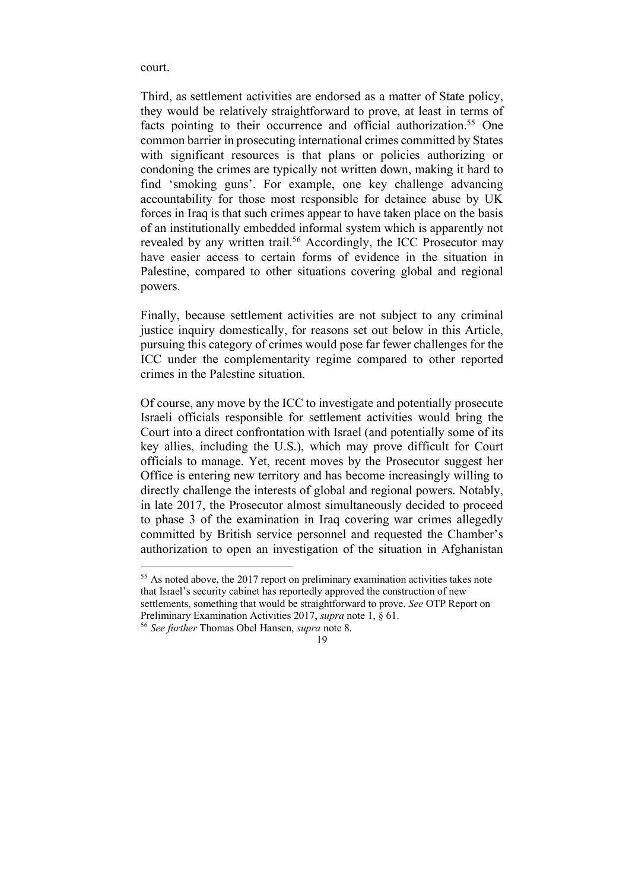court.

Third, as settlement activities are endorsed as a matter of State policy, they would be relatively straightforward to prove, at least in terms of facts pointing to their occurrence and official authorization.[55] One common barrier in prosecuting international crimes committed by States with significant resources is that plans or policies authorizing or condoning the crimes are typically not written down, making it hard to find 'smoking guns'. For example, one key challenge advancing accountability for those most responsible for detainee abuse by UK forces in Iraq is that such crimes appear to have taken place on the basis of an institutionally embedded informal system which is apparently not revealed by any written trail.[56] Accordingly, the ICC Prosecutor may have easier access to certain forms of evidence in the situation in Palestine, compared to other situations covering global and regional powers.

Finally, because settlement activities are not subject to any criminal justice inquiry domestically, for reasons set out below in this Article, pursuing this category of crimes would pose far fewer challenges for the ICC under the complementarity regime compared to other reported crimes in the Palestine situation.

Of course, any move by the ICC to investigate and potentially prosecute Israeli officials responsible for settlement activities would bring the Court into a direct confrontation with Israel (and potentially some of its key allies, including the U.S.), which may prove difficult for Court officials to manage. Yet, recent moves by the Prosecutor suggest her Office is entering new territory and has become increasingly willing to directly challenge the interests of global and regional powers. Notably, in late 2017, the Prosecutor almost simultaneously decided to proceed to phase 3 of the examination in Iraq covering war crimes allegedly committed by British service personnel and requested the Chamber's authorization to open an investigation of the situation in Afghanistan

---

[55] As noted above, the 2017 report on preliminary examination activities takes note that Israel's security cabinet has reportedly approved the construction of new settlements, something that would be straightforward to prove. *See* OTP Report on Preliminary Examination Activities 2017, *supra* note 1, § 61.

[56] *See further* Thomas Obel Hansen, *supra* note 8.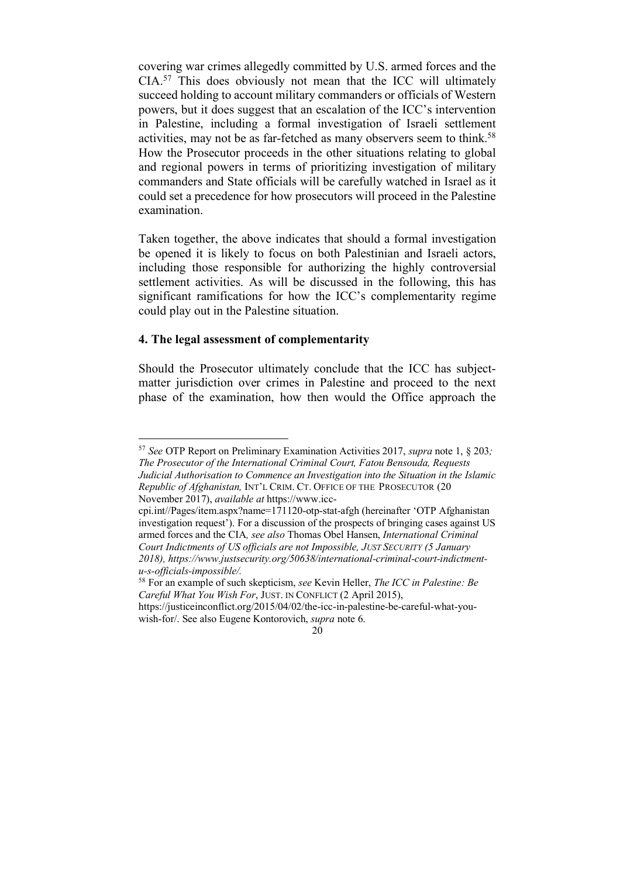covering war crimes allegedly committed by U.S. armed forces and the CIA.[57] This does obviously not mean that the ICC will ultimately succeed holding to account military commanders or officials of Western powers, but it does suggest that an escalation of the ICC's intervention in Palestine, including a formal investigation of Israeli settlement activities, may not be as far-fetched as many observers seem to think.[58] How the Prosecutor proceeds in the other situations relating to global and regional powers in terms of prioritizing investigation of military commanders and State officials will be carefully watched in Israel as it could set a precedence for how prosecutors will proceed in the Palestine examination.

Taken together, the above indicates that should a formal investigation be opened it is likely to focus on both Palestinian and Israeli actors, including those responsible for authorizing the highly controversial settlement activities. As will be discussed in the following, this has significant ramifications for how the ICC's complementarity regime could play out in the Palestine situation.

## 4. The legal assessment of complementarity

Should the Prosecutor ultimately conclude that the ICC has subject-matter jurisdiction over crimes in Palestine and proceed to the next phase of the examination, how then would the Office approach the

---

[57] *See* OTP Report on Preliminary Examination Activities 2017, *supra* note 1, § 203*; The Prosecutor of the International Criminal Court, Fatou Bensouda, Requests Judicial Authorisation to Commence an Investigation into the Situation in the Islamic Republic of Afghanistan,* INT'L CRIM. CT. OFFICE OF THE PROSECUTOR (20 November 2017), *available at* https://www.icc-cpi.int//Pages/item.aspx?name=171120-otp-stat-afgh (hereinafter 'OTP Afghanistan investigation request'). For a discussion of the prospects of bringing cases against US armed forces and the CIA*, see also* Thomas Obel Hansen, *International Criminal Court Indictments of US officials are not Impossible, JUST SECURITY (5 January 2018), https://www.justsecurity.org/50638/international-criminal-court-indictment-u-s-officials-impossible/.*

[58] For an example of such skepticism, *see* Kevin Heller, *The ICC in Palestine: Be Careful What You Wish For*, JUST. IN CONFLICT (2 April 2015), https://justiceinconflict.org/2015/04/02/the-icc-in-palestine-be-careful-what-you-wish-for/. See also Eugene Kontorovich, *supra* note 6.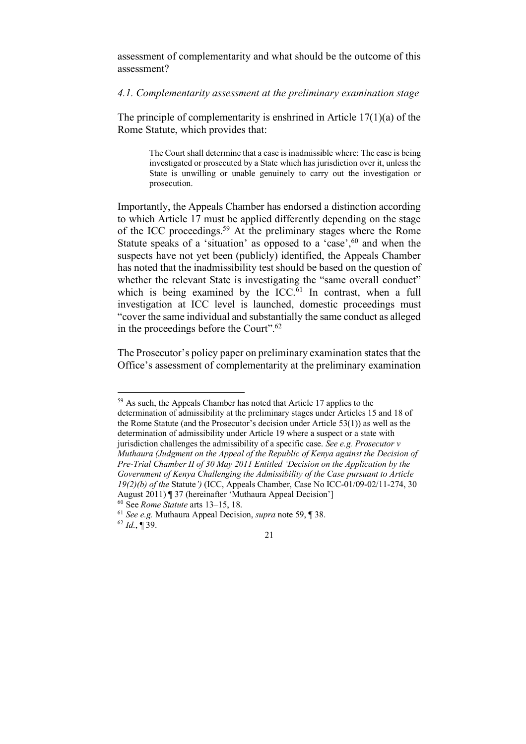assessment of complementarity and what should be the outcome of this assessment?

### *4.1. Complementarity assessment at the preliminary examination stage*

The principle of complementarity is enshrined in Article 17(1)(a) of the Rome Statute, which provides that:

> The Court shall determine that a case is inadmissible where: The case is being investigated or prosecuted by a State which has jurisdiction over it, unless the State is unwilling or unable genuinely to carry out the investigation or prosecution.

Importantly, the Appeals Chamber has endorsed a distinction according to which Article 17 must be applied differently depending on the stage of the ICC proceedings.[59] At the preliminary stages where the Rome Statute speaks of a 'situation' as opposed to a 'case',[60] and when the suspects have not yet been (publicly) identified, the Appeals Chamber has noted that the inadmissibility test should be based on the question of whether the relevant State is investigating the "same overall conduct" which is being examined by the ICC.[61] In contrast, when a full investigation at ICC level is launched, domestic proceedings must "cover the same individual and substantially the same conduct as alleged in the proceedings before the Court".[62]

The Prosecutor's policy paper on preliminary examination states that the Office's assessment of complementarity at the preliminary examination

---

[59] As such, the Appeals Chamber has noted that Article 17 applies to the determination of admissibility at the preliminary stages under Articles 15 and 18 of the Rome Statute (and the Prosecutor's decision under Article 53(1)) as well as the determination of admissibility under Article 19 where a suspect or a state with jurisdiction challenges the admissibility of a specific case. *See e.g. Prosecutor v Muthaura (Judgment on the Appeal of the Republic of Kenya against the Decision of Pre-Trial Chamber II of 30 May 2011 Entitled 'Decision on the Application by the Government of Kenya Challenging the Admissibility of the Case pursuant to Article 19(2)(b) of the* Statute*')* (ICC, Appeals Chamber, Case No ICC-01/09-02/11-274, 30 August 2011) ¶ 37 (hereinafter 'Muthaura Appeal Decision']

[60] See *Rome Statute* arts 13–15, 18.

[61] *See e.g.* Muthaura Appeal Decision, *supra* note 59, ¶ 38.

[62] *Id.*, ¶ 39.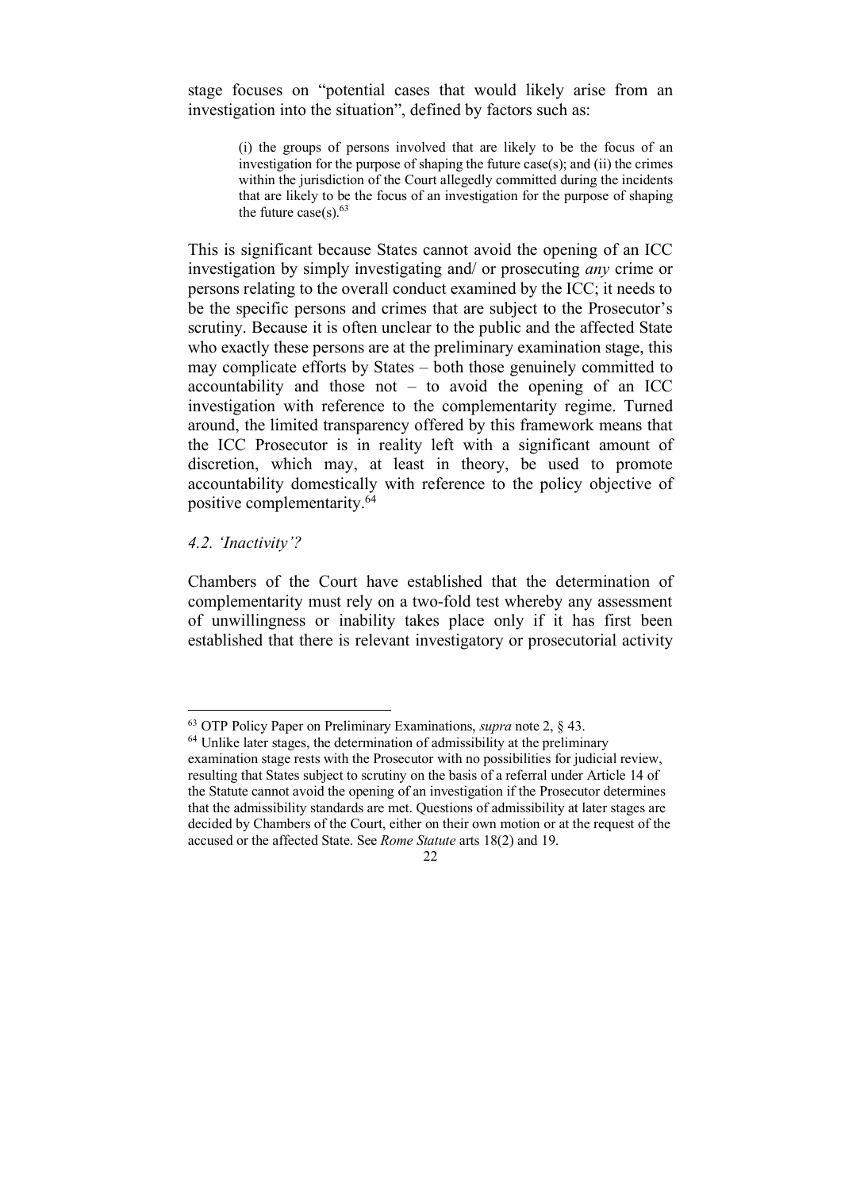stage focuses on "potential cases that would likely arise from an investigation into the situation", defined by factors such as:

> (i) the groups of persons involved that are likely to be the focus of an investigation for the purpose of shaping the future case(s); and (ii) the crimes within the jurisdiction of the Court allegedly committed during the incidents that are likely to be the focus of an investigation for the purpose of shaping the future case(s).[63]

This is significant because States cannot avoid the opening of an ICC investigation by simply investigating and/ or prosecuting *any* crime or persons relating to the overall conduct examined by the ICC; it needs to be the specific persons and crimes that are subject to the Prosecutor's scrutiny. Because it is often unclear to the public and the affected State who exactly these persons are at the preliminary examination stage, this may complicate efforts by States – both those genuinely committed to accountability and those not – to avoid the opening of an ICC investigation with reference to the complementarity regime. Turned around, the limited transparency offered by this framework means that the ICC Prosecutor is in reality left with a significant amount of discretion, which may, at least in theory, be used to promote accountability domestically with reference to the policy objective of positive complementarity.[64]

### *4.2. 'Inactivity'?*

Chambers of the Court have established that the determination of complementarity must rely on a two-fold test whereby any assessment of unwillingness or inability takes place only if it has first been established that there is relevant investigatory or prosecutorial activity

---

[63] OTP Policy Paper on Preliminary Examinations, *supra* note 2, § 43.

[64] Unlike later stages, the determination of admissibility at the preliminary examination stage rests with the Prosecutor with no possibilities for judicial review, resulting that States subject to scrutiny on the basis of a referral under Article 14 of the Statute cannot avoid the opening of an investigation if the Prosecutor determines that the admissibility standards are met. Questions of admissibility at later stages are decided by Chambers of the Court, either on their own motion or at the request of the accused or the affected State. See *Rome Statute* arts 18(2) and 19.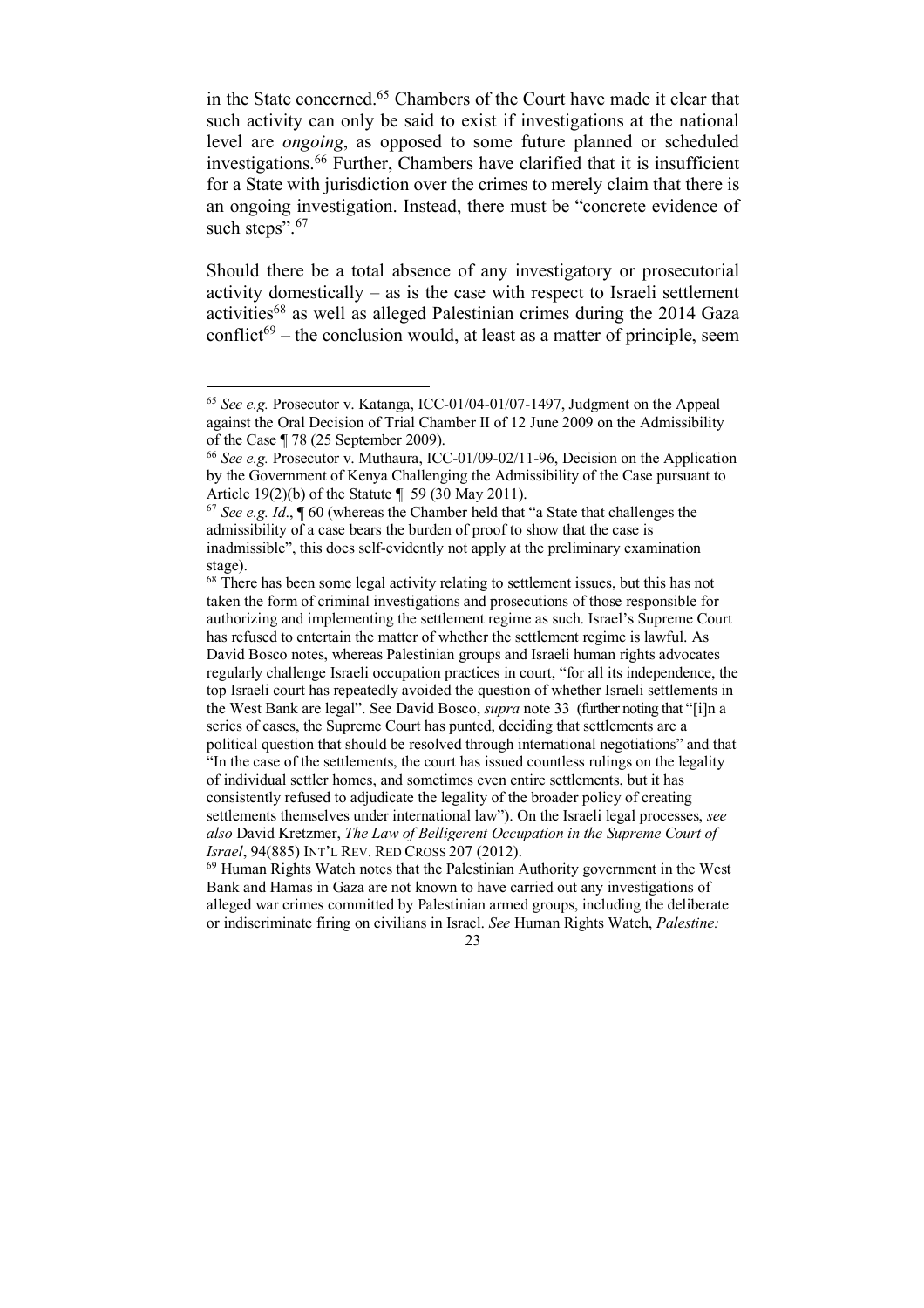in the State concerned.[65] Chambers of the Court have made it clear that such activity can only be said to exist if investigations at the national level are *ongoing*, as opposed to some future planned or scheduled investigations.[66] Further, Chambers have clarified that it is insufficient for a State with jurisdiction over the crimes to merely claim that there is an ongoing investigation. Instead, there must be "concrete evidence of such steps".[67]

Should there be a total absence of any investigatory or prosecutorial activity domestically – as is the case with respect to Israeli settlement activities[68] as well as alleged Palestinian crimes during the 2014 Gaza conflict[69] – the conclusion would, at least as a matter of principle, seem

---

[65] *See e.g.* Prosecutor v. Katanga, ICC-01/04-01/07-1497, Judgment on the Appeal against the Oral Decision of Trial Chamber II of 12 June 2009 on the Admissibility of the Case ¶ 78 (25 September 2009).

[66] *See e.g.* Prosecutor v. Muthaura, ICC-01/09-02/11-96, Decision on the Application by the Government of Kenya Challenging the Admissibility of the Case pursuant to Article 19(2)(b) of the Statute ¶ 59 (30 May 2011).

[67] *See e.g. Id*., ¶ 60 (whereas the Chamber held that "a State that challenges the admissibility of a case bears the burden of proof to show that the case is inadmissible", this does self-evidently not apply at the preliminary examination stage).

[68] There has been some legal activity relating to settlement issues, but this has not taken the form of criminal investigations and prosecutions of those responsible for authorizing and implementing the settlement regime as such. Israel's Supreme Court has refused to entertain the matter of whether the settlement regime is lawful. As David Bosco notes, whereas Palestinian groups and Israeli human rights advocates regularly challenge Israeli occupation practices in court, "for all its independence, the top Israeli court has repeatedly avoided the question of whether Israeli settlements in the West Bank are legal". See David Bosco, *supra* note 33 (further noting that "[i]n a series of cases, the Supreme Court has punted, deciding that settlements are a political question that should be resolved through international negotiations" and that "In the case of the settlements, the court has issued countless rulings on the legality of individual settler homes, and sometimes even entire settlements, but it has consistently refused to adjudicate the legality of the broader policy of creating settlements themselves under international law"). On the Israeli legal processes, *see also* David Kretzmer, *The Law of Belligerent Occupation in the Supreme Court of Israel*, 94(885) INT'L REV. RED CROSS 207 (2012).

[69] Human Rights Watch notes that the Palestinian Authority government in the West Bank and Hamas in Gaza are not known to have carried out any investigations of alleged war crimes committed by Palestinian armed groups, including the deliberate or indiscriminate firing on civilians in Israel. *See* Human Rights Watch, *Palestine:*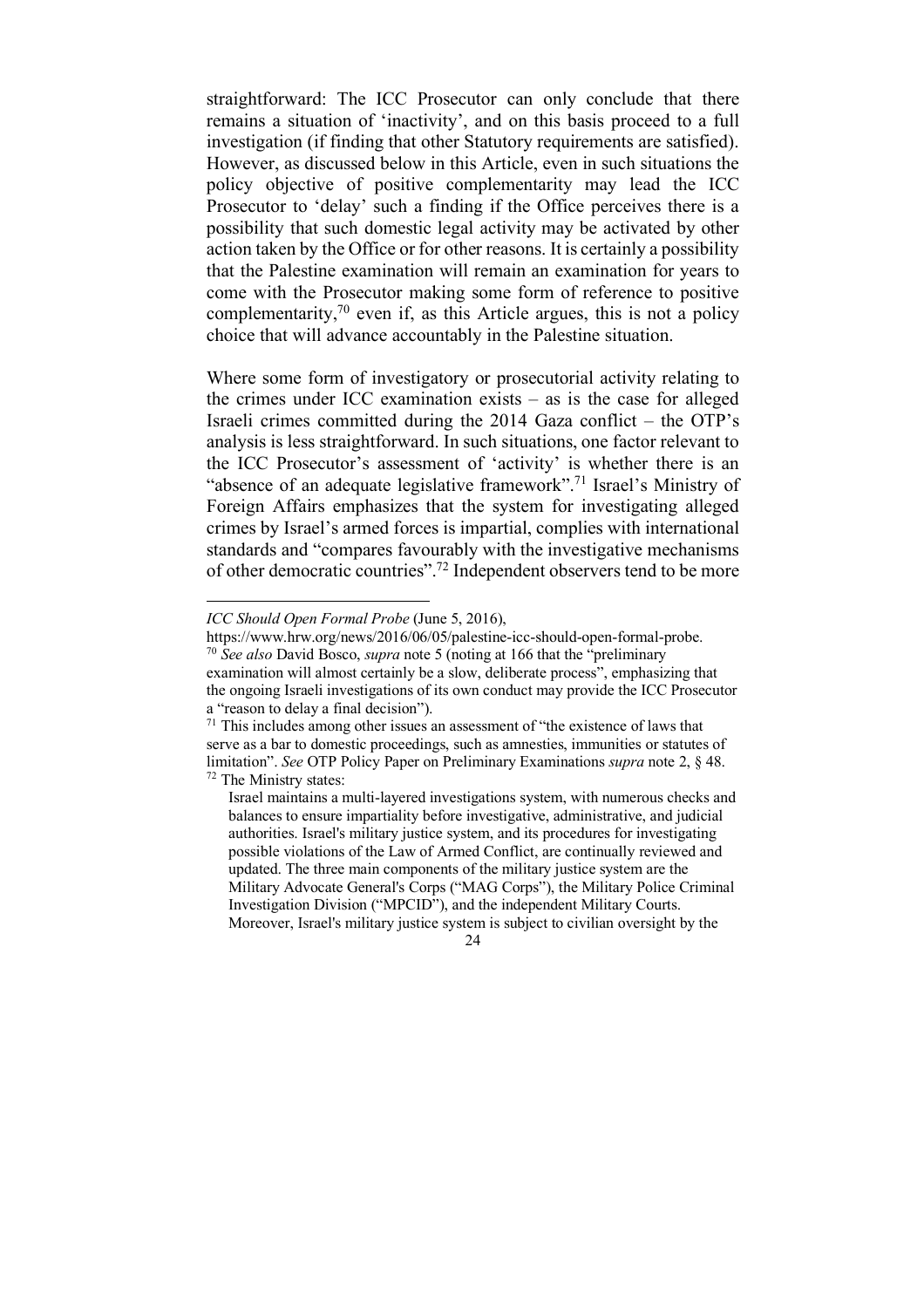straightforward: The ICC Prosecutor can only conclude that there remains a situation of 'inactivity', and on this basis proceed to a full investigation (if finding that other Statutory requirements are satisfied). However, as discussed below in this Article, even in such situations the policy objective of positive complementarity may lead the ICC Prosecutor to 'delay' such a finding if the Office perceives there is a possibility that such domestic legal activity may be activated by other action taken by the Office or for other reasons. It is certainly a possibility that the Palestine examination will remain an examination for years to come with the Prosecutor making some form of reference to positive complementarity,[70] even if, as this Article argues, this is not a policy choice that will advance accountably in the Palestine situation.

Where some form of investigatory or prosecutorial activity relating to the crimes under ICC examination exists – as is the case for alleged Israeli crimes committed during the 2014 Gaza conflict – the OTP's analysis is less straightforward. In such situations, one factor relevant to the ICC Prosecutor's assessment of 'activity' is whether there is an "absence of an adequate legislative framework".[71] Israel's Ministry of Foreign Affairs emphasizes that the system for investigating alleged crimes by Israel's armed forces is impartial, complies with international standards and "compares favourably with the investigative mechanisms of other democratic countries".[72] Independent observers tend to be more

---

*ICC Should Open Formal Probe* (June 5, 2016), https://www.hrw.org/news/2016/06/05/palestine-icc-should-open-formal-probe.

[70] *See also* David Bosco, *supra* note 5 (noting at 166 that the "preliminary examination will almost certainly be a slow, deliberate process", emphasizing that the ongoing Israeli investigations of its own conduct may provide the ICC Prosecutor a "reason to delay a final decision").

[71] This includes among other issues an assessment of "the existence of laws that serve as a bar to domestic proceedings, such as amnesties, immunities or statutes of limitation". *See* OTP Policy Paper on Preliminary Examinations *supra* note 2, § 48.

[72] The Ministry states:

> Israel maintains a multi-layered investigations system, with numerous checks and balances to ensure impartiality before investigative, administrative, and judicial authorities. Israel's military justice system, and its procedures for investigating possible violations of the Law of Armed Conflict, are continually reviewed and updated. The three main components of the military justice system are the Military Advocate General's Corps ("MAG Corps"), the Military Police Criminal Investigation Division ("MPCID"), and the independent Military Courts. Moreover, Israel's military justice system is subject to civilian oversight by the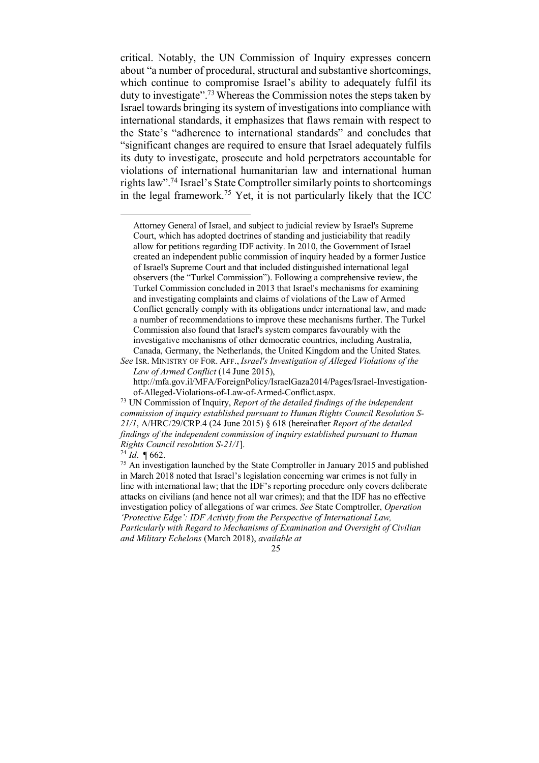critical. Notably, the UN Commission of Inquiry expresses concern about "a number of procedural, structural and substantive shortcomings, which continue to compromise Israel's ability to adequately fulfil its duty to investigate".[73] Whereas the Commission notes the steps taken by Israel towards bringing its system of investigations into compliance with international standards, it emphasizes that flaws remain with respect to the State's "adherence to international standards" and concludes that "significant changes are required to ensure that Israel adequately fulfils its duty to investigate, prosecute and hold perpetrators accountable for violations of international humanitarian law and international human rights law".[74] Israel's State Comptroller similarly points to shortcomings in the legal framework.[75] Yet, it is not particularly likely that the ICC

---

Attorney General of Israel, and subject to judicial review by Israel's Supreme Court, which has adopted doctrines of standing and justiciability that readily allow for petitions regarding IDF activity. In 2010, the Government of Israel created an independent public commission of inquiry headed by a former Justice of Israel's Supreme Court and that included distinguished international legal observers (the "Turkel Commission"). Following a comprehensive review, the Turkel Commission concluded in 2013 that Israel's mechanisms for examining and investigating complaints and claims of violations of the Law of Armed Conflict generally comply with its obligations under international law, and made a number of recommendations to improve these mechanisms further. The Turkel Commission also found that Israel's system compares favourably with the investigative mechanisms of other democratic countries, including Australia, Canada, Germany, the Netherlands, the United Kingdom and the United States.

*See* ISR. MINISTRY OF FOR. AFF., *Israel's Investigation of Alleged Violations of the Law of Armed Conflict* (14 June 2015), http://mfa.gov.il/MFA/ForeignPolicy/IsraelGaza2014/Pages/Israel-Investigation-of-Alleged-Violations-of-Law-of-Armed-Conflict.aspx.

[73] UN Commission of Inquiry, *Report of the detailed findings of the independent commission of inquiry established pursuant to Human Rights Council Resolution S-21/1*, A/HRC/29/CRP.4 (24 June 2015) § 618 (hereinafter *Report of the detailed findings of the independent commission of inquiry established pursuant to Human Rights Council resolution S-21/1*).

[74] *Id*. ¶ 662.

[75] An investigation launched by the State Comptroller in January 2015 and published in March 2018 noted that Israel's legislation concerning war crimes is not fully in line with international law; that the IDF's reporting procedure only covers deliberate attacks on civilians (and hence not all war crimes); and that the IDF has no effective investigation policy of allegations of war crimes. *See* State Comptroller, *Operation 'Protective Edge': IDF Activity from the Perspective of International Law, Particularly with Regard to Mechanisms of Examination and Oversight of Civilian and Military Echelons* (March 2018), *available at*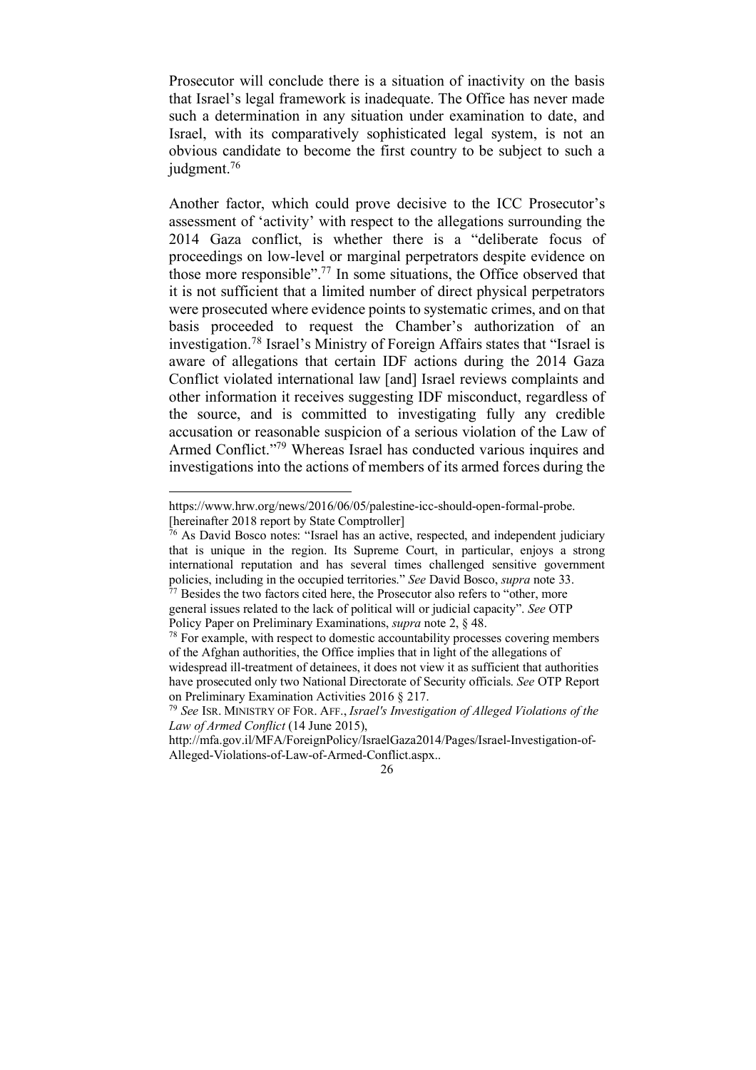Prosecutor will conclude there is a situation of inactivity on the basis that Israel's legal framework is inadequate. The Office has never made such a determination in any situation under examination to date, and Israel, with its comparatively sophisticated legal system, is not an obvious candidate to become the first country to be subject to such a judgment.[76]

Another factor, which could prove decisive to the ICC Prosecutor's assessment of 'activity' with respect to the allegations surrounding the 2014 Gaza conflict, is whether there is a "deliberate focus of proceedings on low-level or marginal perpetrators despite evidence on those more responsible".[77] In some situations, the Office observed that it is not sufficient that a limited number of direct physical perpetrators were prosecuted where evidence points to systematic crimes, and on that basis proceeded to request the Chamber's authorization of an investigation.[78] Israel's Ministry of Foreign Affairs states that "Israel is aware of allegations that certain IDF actions during the 2014 Gaza Conflict violated international law [and] Israel reviews complaints and other information it receives suggesting IDF misconduct, regardless of the source, and is committed to investigating fully any credible accusation or reasonable suspicion of a serious violation of the Law of Armed Conflict."[79] Whereas Israel has conducted various inquires and investigations into the actions of members of its armed forces during the

---

https://www.hrw.org/news/2016/06/05/palestine-icc-should-open-formal-probe. [hereinafter 2018 report by State Comptroller]

[76] As David Bosco notes: "Israel has an active, respected, and independent judiciary that is unique in the region. Its Supreme Court, in particular, enjoys a strong international reputation and has several times challenged sensitive government policies, including in the occupied territories." *See* David Bosco, *supra* note 33.

[77] Besides the two factors cited here, the Prosecutor also refers to "other, more general issues related to the lack of political will or judicial capacity". *See* OTP Policy Paper on Preliminary Examinations, *supra* note 2, § 48.

[78] For example, with respect to domestic accountability processes covering members of the Afghan authorities, the Office implies that in light of the allegations of widespread ill-treatment of detainees, it does not view it as sufficient that authorities have prosecuted only two National Directorate of Security officials. *See* OTP Report on Preliminary Examination Activities 2016 § 217.

[79] *See* ISR. MINISTRY OF FOR. AFF., *Israel's Investigation of Alleged Violations of the Law of Armed Conflict* (14 June 2015), http://mfa.gov.il/MFA/ForeignPolicy/IsraelGaza2014/Pages/Israel-Investigation-of-Alleged-Violations-of-Law-of-Armed-Conflict.aspx..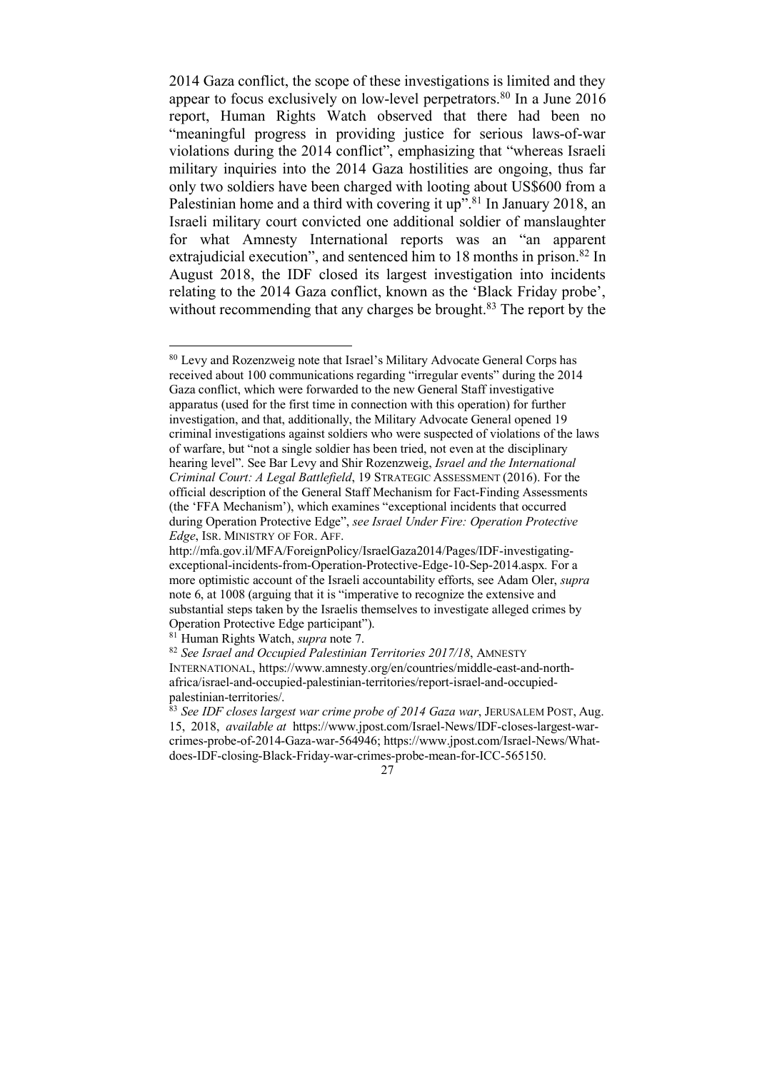2014 Gaza conflict, the scope of these investigations is limited and they appear to focus exclusively on low-level perpetrators.[80] In a June 2016 report, Human Rights Watch observed that there had been no "meaningful progress in providing justice for serious laws-of-war violations during the 2014 conflict", emphasizing that "whereas Israeli military inquiries into the 2014 Gaza hostilities are ongoing, thus far only two soldiers have been charged with looting about US$600 from a Palestinian home and a third with covering it up".[81] In January 2018, an Israeli military court convicted one additional soldier of manslaughter for what Amnesty International reports was an "an apparent extrajudicial execution", and sentenced him to 18 months in prison.[82] In August 2018, the IDF closed its largest investigation into incidents relating to the 2014 Gaza conflict, known as the 'Black Friday probe', without recommending that any charges be brought.[83] The report by the

---

[80] Levy and Rozenzweig note that Israel's Military Advocate General Corps has received about 100 communications regarding "irregular events" during the 2014 Gaza conflict, which were forwarded to the new General Staff investigative apparatus (used for the first time in connection with this operation) for further investigation, and that, additionally, the Military Advocate General opened 19 criminal investigations against soldiers who were suspected of violations of the laws of warfare, but "not a single soldier has been tried, not even at the disciplinary hearing level". See Bar Levy and Shir Rozenzweig, *Israel and the International Criminal Court: A Legal Battlefield*, 19 STRATEGIC ASSESSMENT (2016). For the official description of the General Staff Mechanism for Fact-Finding Assessments (the 'FFA Mechanism'), which examines "exceptional incidents that occurred during Operation Protective Edge", *see Israel Under Fire: Operation Protective Edge*, ISR. MINISTRY OF FOR. AFF. http://mfa.gov.il/MFA/ForeignPolicy/IsraelGaza2014/Pages/IDF-investigating-exceptional-incidents-from-Operation-Protective-Edge-10-Sep-2014.aspx. For a more optimistic account of the Israeli accountability efforts, see Adam Oler, *supra* note 6, at 1008 (arguing that it is "imperative to recognize the extensive and substantial steps taken by the Israelis themselves to investigate alleged crimes by Operation Protective Edge participant").

[81] Human Rights Watch, *supra* note 7.

[82] *See Israel and Occupied Palestinian Territories 2017/18*, AMNESTY INTERNATIONAL, https://www.amnesty.org/en/countries/middle-east-and-north-africa/israel-and-occupied-palestinian-territories/report-israel-and-occupied-palestinian-territories/.

[83] *See IDF closes largest war crime probe of 2014 Gaza war*, JERUSALEM POST, Aug. 15, 2018, *available at* https://www.jpost.com/Israel-News/IDF-closes-largest-war-crimes-probe-of-2014-Gaza-war-564946; https://www.jpost.com/Israel-News/What-does-IDF-closing-Black-Friday-war-crimes-probe-mean-for-ICC-565150.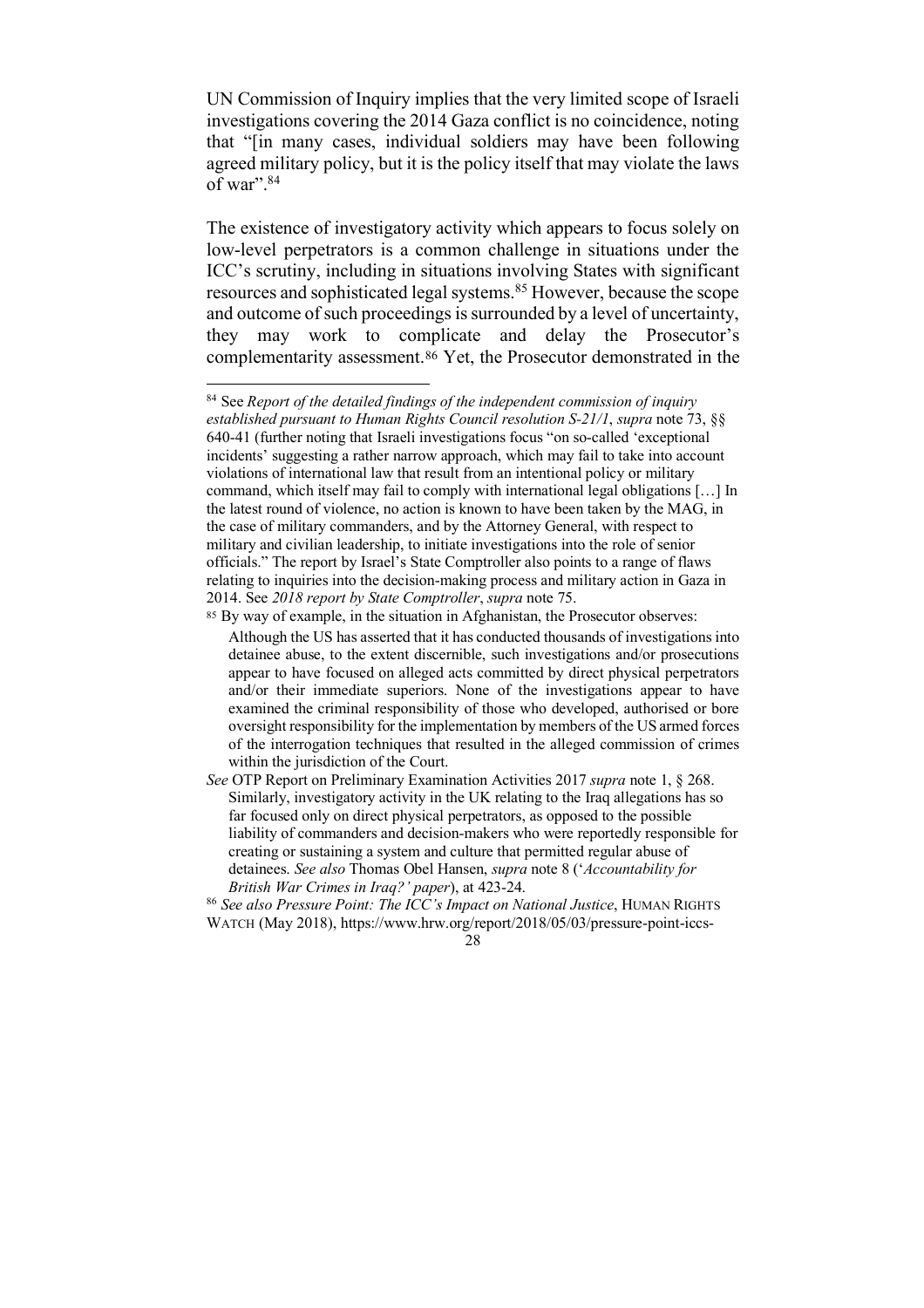UN Commission of Inquiry implies that the very limited scope of Israeli investigations covering the 2014 Gaza conflict is no coincidence, noting that "[in many cases, individual soldiers may have been following agreed military policy, but it is the policy itself that may violate the laws of war".[84]

The existence of investigatory activity which appears to focus solely on low-level perpetrators is a common challenge in situations under the ICC's scrutiny, including in situations involving States with significant resources and sophisticated legal systems.[85] However, because the scope and outcome of such proceedings is surrounded by a level of uncertainty, they may work to complicate and delay the Prosecutor's complementarity assessment.[86] Yet, the Prosecutor demonstrated in the

---

[84] See *Report of the detailed findings of the independent commission of inquiry established pursuant to Human Rights Council resolution S-21/1*, *supra* note 73, §§ 640-41 (further noting that Israeli investigations focus "on so-called 'exceptional incidents' suggesting a rather narrow approach, which may fail to take into account violations of international law that result from an intentional policy or military command, which itself may fail to comply with international legal obligations […] In the latest round of violence, no action is known to have been taken by the MAG, in the case of military commanders, and by the Attorney General, with respect to military and civilian leadership, to initiate investigations into the role of senior officials." The report by Israel's State Comptroller also points to a range of flaws relating to inquiries into the decision-making process and military action in Gaza in 2014. See *2018 report by State Comptroller*, *supra* note 75.

[85] By way of example, in the situation in Afghanistan, the Prosecutor observes:

> Although the US has asserted that it has conducted thousands of investigations into detainee abuse, to the extent discernible, such investigations and/or prosecutions appear to have focused on alleged acts committed by direct physical perpetrators and/or their immediate superiors. None of the investigations appear to have examined the criminal responsibility of those who developed, authorised or bore oversight responsibility for the implementation by members of the US armed forces of the interrogation techniques that resulted in the alleged commission of crimes within the jurisdiction of the Court.

*See* OTP Report on Preliminary Examination Activities 2017 *supra* note 1, § 268. Similarly, investigatory activity in the UK relating to the Iraq allegations has so far focused only on direct physical perpetrators, as opposed to the possible liability of commanders and decision-makers who were reportedly responsible for creating or sustaining a system and culture that permitted regular abuse of detainees. *See also* Thomas Obel Hansen, *supra* note 8 ('*Accountability for British War Crimes in Iraq?' paper*), at 423-24.

[86] *See also Pressure Point: The ICC's Impact on National Justice*, HUMAN RIGHTS WATCH (May 2018), https://www.hrw.org/report/2018/05/03/pressure-point-iccs-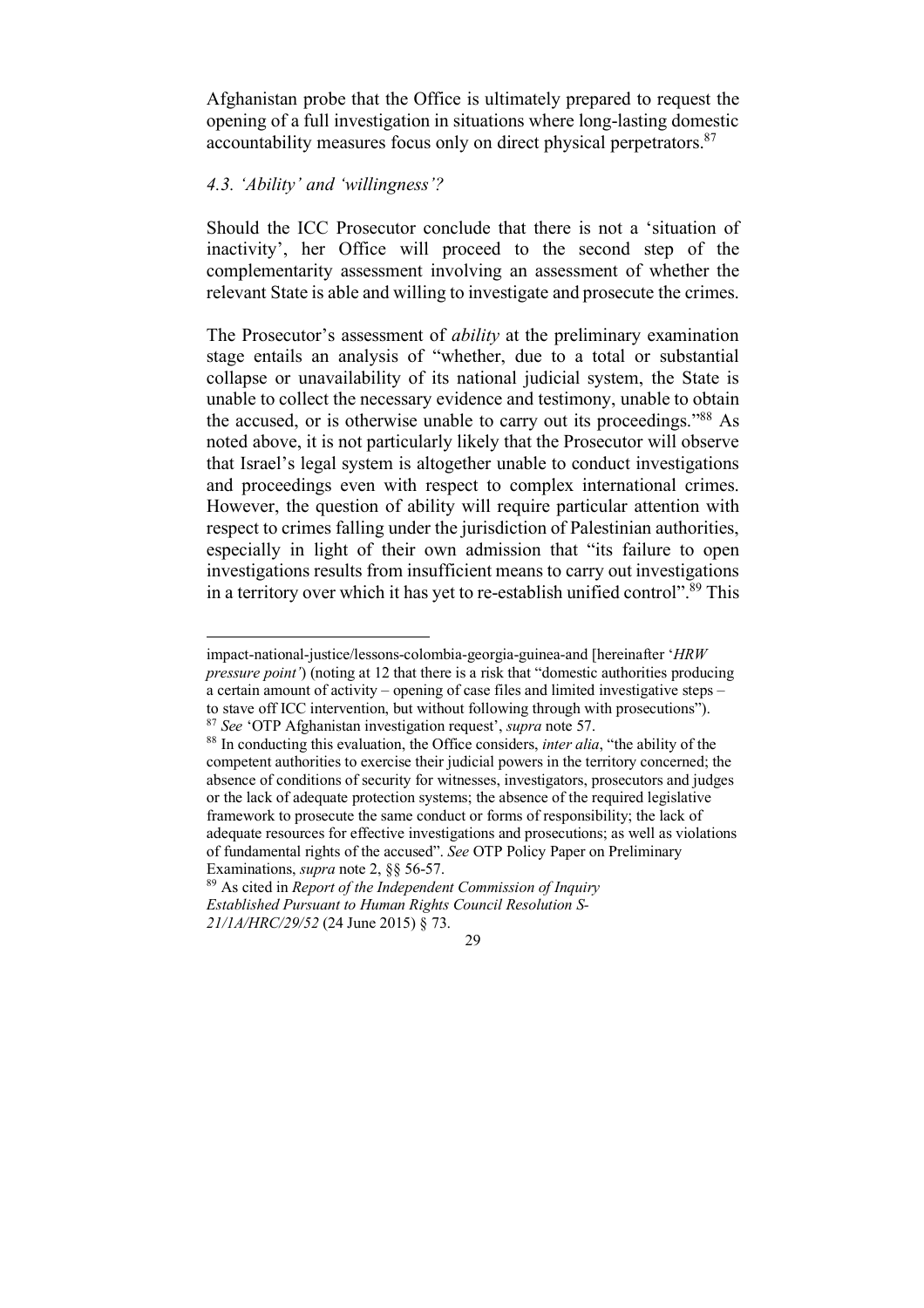Afghanistan probe that the Office is ultimately prepared to request the opening of a full investigation in situations where long-lasting domestic accountability measures focus only on direct physical perpetrators.[87]

### *4.3. 'Ability' and 'willingness'?*

Should the ICC Prosecutor conclude that there is not a 'situation of inactivity', her Office will proceed to the second step of the complementarity assessment involving an assessment of whether the relevant State is able and willing to investigate and prosecute the crimes.

The Prosecutor's assessment of *ability* at the preliminary examination stage entails an analysis of "whether, due to a total or substantial collapse or unavailability of its national judicial system, the State is unable to collect the necessary evidence and testimony, unable to obtain the accused, or is otherwise unable to carry out its proceedings."[88] As noted above, it is not particularly likely that the Prosecutor will observe that Israel's legal system is altogether unable to conduct investigations and proceedings even with respect to complex international crimes. However, the question of ability will require particular attention with respect to crimes falling under the jurisdiction of Palestinian authorities, especially in light of their own admission that "its failure to open investigations results from insufficient means to carry out investigations in a territory over which it has yet to re-establish unified control".[89] This

---

impact-national-justice/lessons-colombia-georgia-guinea-and [hereinafter '*HRW pressure point*'] (noting at 12 that there is a risk that "domestic authorities producing a certain amount of activity – opening of case files and limited investigative steps – to stave off ICC intervention, but without following through with prosecutions").

[87] *See* 'OTP Afghanistan investigation request', *supra* note 57.

[88] In conducting this evaluation, the Office considers, *inter alia*, "the ability of the competent authorities to exercise their judicial powers in the territory concerned; the absence of conditions of security for witnesses, investigators, prosecutors and judges or the lack of adequate protection systems; the absence of the required legislative framework to prosecute the same conduct or forms of responsibility; the lack of adequate resources for effective investigations and prosecutions; as well as violations of fundamental rights of the accused". *See* OTP Policy Paper on Preliminary Examinations, *supra* note 2, §§ 56-57.

[89] As cited in *Report of the Independent Commission of Inquiry Established Pursuant to Human Rights Council Resolution S-21/1A/HRC/29/52* (24 June 2015) § 73.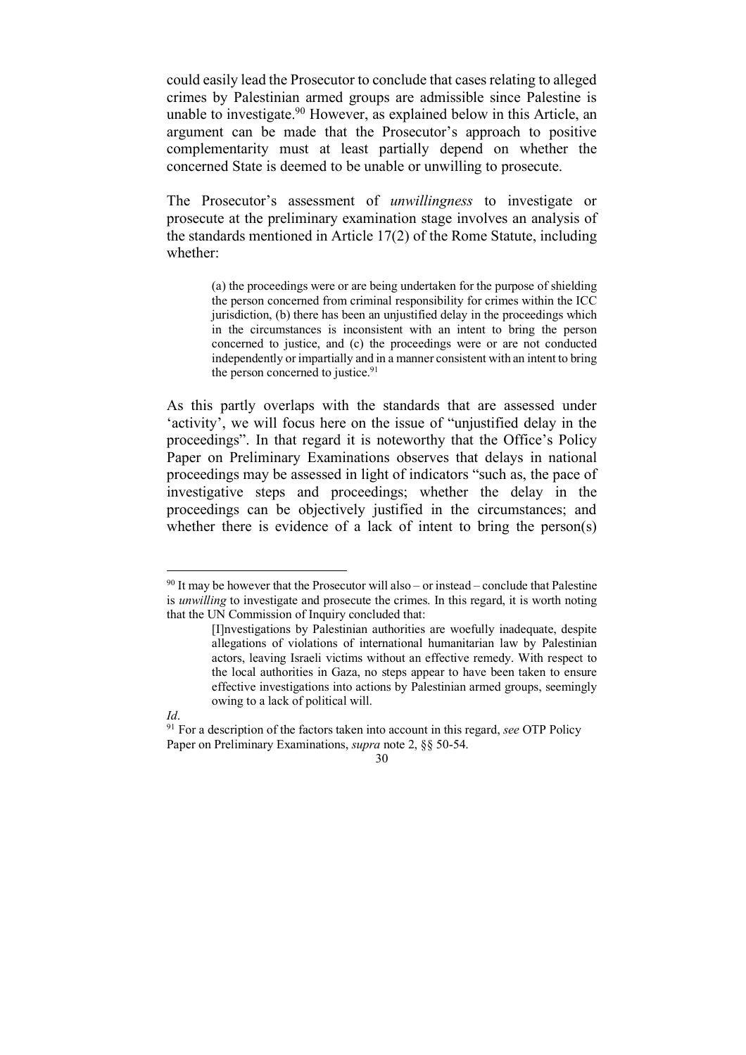could easily lead the Prosecutor to conclude that cases relating to alleged crimes by Palestinian armed groups are admissible since Palestine is unable to investigate.[90] However, as explained below in this Article, an argument can be made that the Prosecutor's approach to positive complementarity must at least partially depend on whether the concerned State is deemed to be unable or unwilling to prosecute.

The Prosecutor's assessment of *unwillingness* to investigate or prosecute at the preliminary examination stage involves an analysis of the standards mentioned in Article 17(2) of the Rome Statute, including whether:

> (a) the proceedings were or are being undertaken for the purpose of shielding the person concerned from criminal responsibility for crimes within the ICC jurisdiction, (b) there has been an unjustified delay in the proceedings which in the circumstances is inconsistent with an intent to bring the person concerned to justice, and (c) the proceedings were or are not conducted independently or impartially and in a manner consistent with an intent to bring the person concerned to justice.[91]

As this partly overlaps with the standards that are assessed under 'activity', we will focus here on the issue of "unjustified delay in the proceedings". In that regard it is noteworthy that the Office's Policy Paper on Preliminary Examinations observes that delays in national proceedings may be assessed in light of indicators "such as, the pace of investigative steps and proceedings; whether the delay in the proceedings can be objectively justified in the circumstances; and whether there is evidence of a lack of intent to bring the person(s)

---

[90] It may be however that the Prosecutor will also – or instead – conclude that Palestine is *unwilling* to investigate and prosecute the crimes. In this regard, it is worth noting that the UN Commission of Inquiry concluded that:

> [I]nvestigations by Palestinian authorities are woefully inadequate, despite allegations of violations of international humanitarian law by Palestinian actors, leaving Israeli victims without an effective remedy. With respect to the local authorities in Gaza, no steps appear to have been taken to ensure effective investigations into actions by Palestinian armed groups, seemingly owing to a lack of political will.

*Id*.

[91] For a description of the factors taken into account in this regard, *see* OTP Policy Paper on Preliminary Examinations, *supra* note 2, §§ 50-54.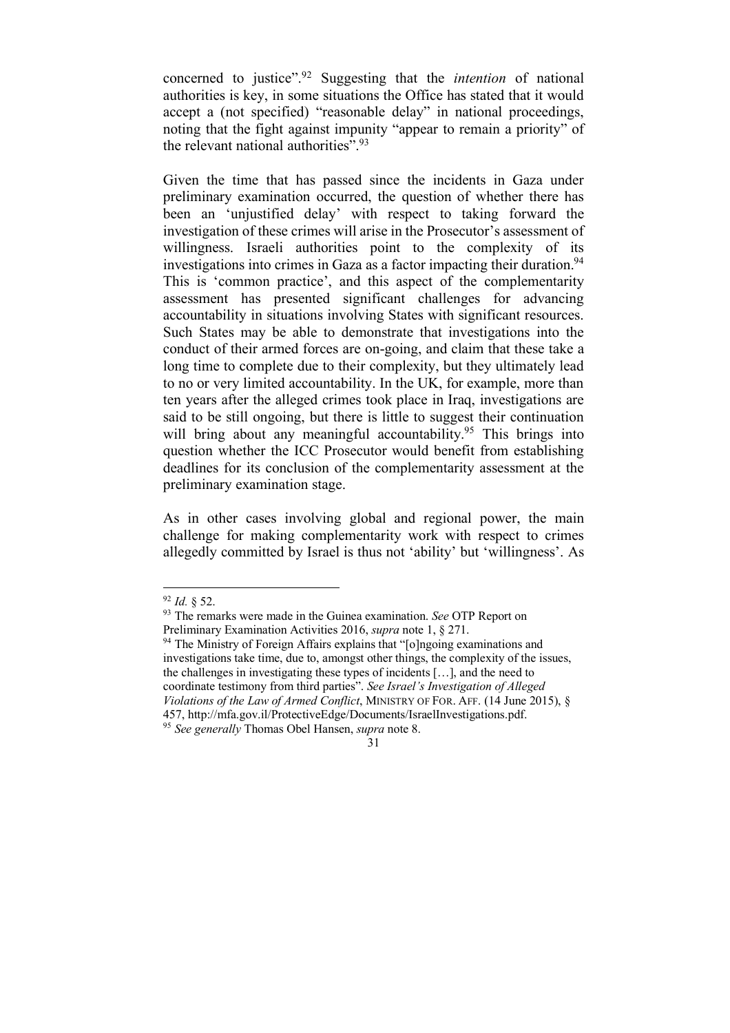concerned to justice".[92] Suggesting that the *intention* of national authorities is key, in some situations the Office has stated that it would accept a (not specified) "reasonable delay" in national proceedings, noting that the fight against impunity "appear to remain a priority" of the relevant national authorities".[93]

Given the time that has passed since the incidents in Gaza under preliminary examination occurred, the question of whether there has been an 'unjustified delay' with respect to taking forward the investigation of these crimes will arise in the Prosecutor's assessment of willingness. Israeli authorities point to the complexity of its investigations into crimes in Gaza as a factor impacting their duration.[94] This is 'common practice', and this aspect of the complementarity assessment has presented significant challenges for advancing accountability in situations involving States with significant resources. Such States may be able to demonstrate that investigations into the conduct of their armed forces are on-going, and claim that these take a long time to complete due to their complexity, but they ultimately lead to no or very limited accountability. In the UK, for example, more than ten years after the alleged crimes took place in Iraq, investigations are said to be still ongoing, but there is little to suggest their continuation will bring about any meaningful accountability.[95] This brings into question whether the ICC Prosecutor would benefit from establishing deadlines for its conclusion of the complementarity assessment at the preliminary examination stage.

As in other cases involving global and regional power, the main challenge for making complementarity work with respect to crimes allegedly committed by Israel is thus not 'ability' but 'willingness'. As

---

[92] *Id.* § 52.

[93] The remarks were made in the Guinea examination. *See* OTP Report on Preliminary Examination Activities 2016, *supra* note 1, § 271.

[94] The Ministry of Foreign Affairs explains that "[o]ngoing examinations and investigations take time, due to, amongst other things, the complexity of the issues, the challenges in investigating these types of incidents […], and the need to coordinate testimony from third parties". *See Israel's Investigation of Alleged Violations of the Law of Armed Conflict*, MINISTRY OF FOR. AFF. (14 June 2015), § 457, http://mfa.gov.il/ProtectiveEdge/Documents/IsraelInvestigations.pdf.

[95] *See generally* Thomas Obel Hansen, *supra* note 8.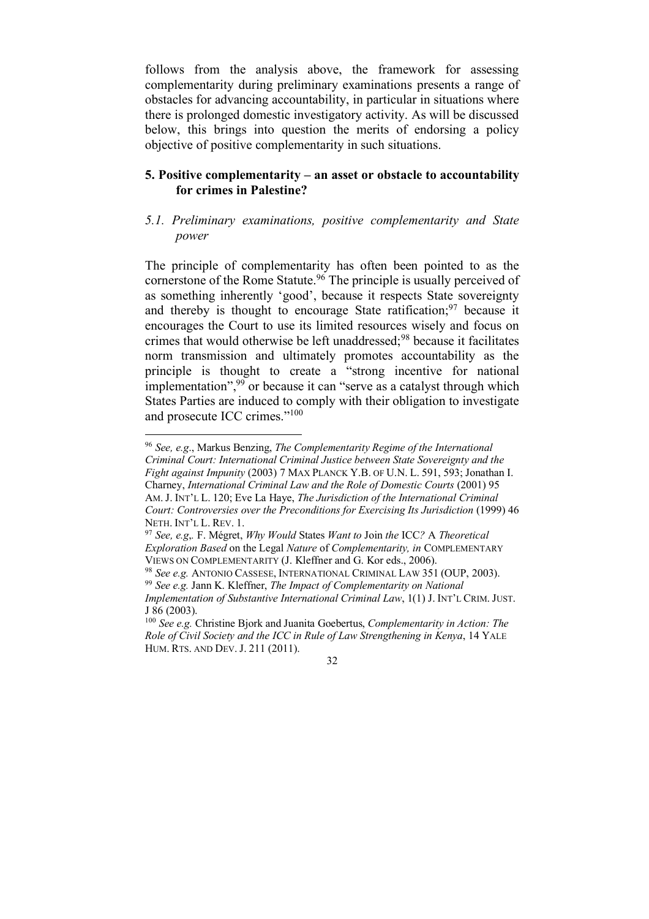follows from the analysis above, the framework for assessing complementarity during preliminary examinations presents a range of obstacles for advancing accountability, in particular in situations where there is prolonged domestic investigatory activity. As will be discussed below, this brings into question the merits of endorsing a policy objective of positive complementarity in such situations.

## 5. Positive complementarity – an asset or obstacle to accountability for crimes in Palestine?

### *5.1. Preliminary examinations, positive complementarity and State power*

The principle of complementarity has often been pointed to as the cornerstone of the Rome Statute.[96] The principle is usually perceived of as something inherently 'good', because it respects State sovereignty and thereby is thought to encourage State ratification;[97] because it encourages the Court to use its limited resources wisely and focus on crimes that would otherwise be left unaddressed;[98] because it facilitates norm transmission and ultimately promotes accountability as the principle is thought to create a "strong incentive for national implementation",[99] or because it can "serve as a catalyst through which States Parties are induced to comply with their obligation to investigate and prosecute ICC crimes."[100]

---

[96] *See, e.g*., Markus Benzing, *The Complementarity Regime of the International Criminal Court: International Criminal Justice between State Sovereignty and the Fight against Impunity* (2003) 7 MAX PLANCK Y.B. OF U.N. L. 591, 593; Jonathan I. Charney, *International Criminal Law and the Role of Domestic Courts* (2001) 95 AM. J. INT'L L. 120; Eve La Haye, *The Jurisdiction of the International Criminal Court: Controversies over the Preconditions for Exercising Its Jurisdiction* (1999) 46 NETH. INT'L L. REV. 1.

[97] *See, e.g*,. F. Mégret, *Why Would* States *Want to* Join *the* ICC*?* A *Theoretical Exploration Based* on the Legal *Nature* of *Complementarity, in* COMPLEMENTARY VIEWS ON COMPLEMENTARITY (J. Kleffner and G. Kor eds., 2006).

[98] *See e.g.* ANTONIO CASSESE, INTERNATIONAL CRIMINAL LAW 351 (OUP, 2003).

[99] *See e.g.* Jann K. Kleffner, *The Impact of Complementarity on National Implementation of Substantive International Criminal Law*, 1(1) J. INT'L CRIM. JUST. J 86 (2003).

[100] *See e.g.* Christine Bjork and Juanita Goebertus, *Complementarity in Action: The Role of Civil Society and the ICC in Rule of Law Strengthening in Kenya*, 14 YALE HUM. RTS. AND DEV. J. 211 (2011).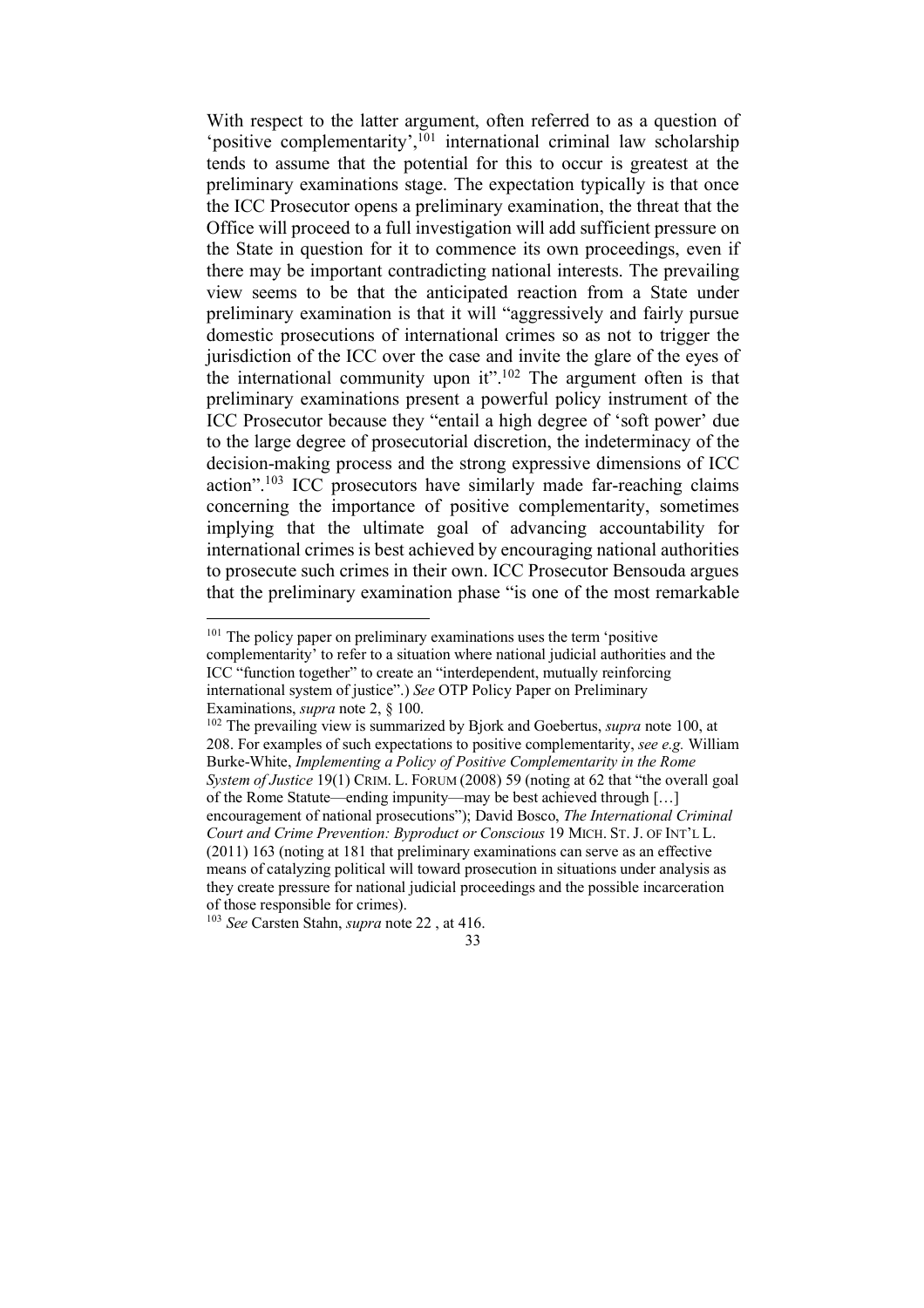With respect to the latter argument, often referred to as a question of 'positive complementarity',[101] international criminal law scholarship tends to assume that the potential for this to occur is greatest at the preliminary examinations stage. The expectation typically is that once the ICC Prosecutor opens a preliminary examination, the threat that the Office will proceed to a full investigation will add sufficient pressure on the State in question for it to commence its own proceedings, even if there may be important contradicting national interests. The prevailing view seems to be that the anticipated reaction from a State under preliminary examination is that it will "aggressively and fairly pursue domestic prosecutions of international crimes so as not to trigger the jurisdiction of the ICC over the case and invite the glare of the eyes of the international community upon it".[102] The argument often is that preliminary examinations present a powerful policy instrument of the ICC Prosecutor because they "entail a high degree of 'soft power' due to the large degree of prosecutorial discretion, the indeterminacy of the decision-making process and the strong expressive dimensions of ICC action".[103] ICC prosecutors have similarly made far-reaching claims concerning the importance of positive complementarity, sometimes implying that the ultimate goal of advancing accountability for international crimes is best achieved by encouraging national authorities to prosecute such crimes in their own. ICC Prosecutor Bensouda argues that the preliminary examination phase "is one of the most remarkable

---

[101] The policy paper on preliminary examinations uses the term 'positive complementarity' to refer to a situation where national judicial authorities and the ICC "function together" to create an "interdependent, mutually reinforcing international system of justice".) *See* OTP Policy Paper on Preliminary Examinations, *supra* note 2, § 100.

[102] The prevailing view is summarized by Bjork and Goebertus, *supra* note 100, at 208. For examples of such expectations to positive complementarity, *see e.g.* William Burke-White, *Implementing a Policy of Positive Complementarity in the Rome System of Justice* 19(1) CRIM. L. FORUM (2008) 59 (noting at 62 that "the overall goal of the Rome Statute—ending impunity—may be best achieved through […] encouragement of national prosecutions"); David Bosco, *The International Criminal Court and Crime Prevention: Byproduct or Conscious* 19 MICH. ST. J. OF INT'L L. (2011) 163 (noting at 181 that preliminary examinations can serve as an effective means of catalyzing political will toward prosecution in situations under analysis as they create pressure for national judicial proceedings and the possible incarceration of those responsible for crimes).

[103] *See* Carsten Stahn, *supra* note 22 , at 416.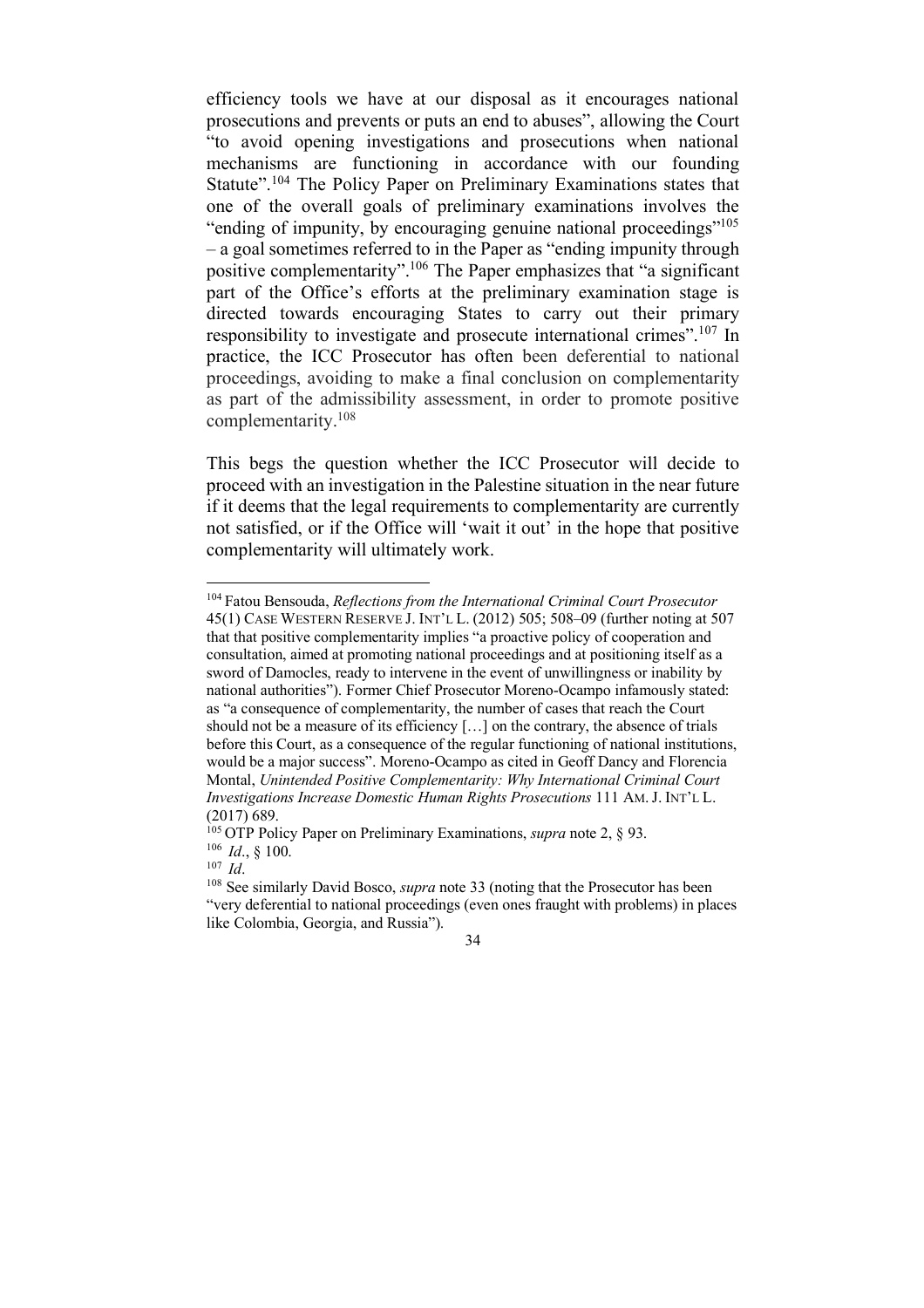efficiency tools we have at our disposal as it encourages national prosecutions and prevents or puts an end to abuses", allowing the Court "to avoid opening investigations and prosecutions when national mechanisms are functioning in accordance with our founding Statute".[104] The Policy Paper on Preliminary Examinations states that one of the overall goals of preliminary examinations involves the "ending of impunity, by encouraging genuine national proceedings"[105] – a goal sometimes referred to in the Paper as "ending impunity through positive complementarity".[106] The Paper emphasizes that "a significant part of the Office's efforts at the preliminary examination stage is directed towards encouraging States to carry out their primary responsibility to investigate and prosecute international crimes".[107] In practice, the ICC Prosecutor has often been deferential to national proceedings, avoiding to make a final conclusion on complementarity as part of the admissibility assessment, in order to promote positive complementarity.[108]

This begs the question whether the ICC Prosecutor will decide to proceed with an investigation in the Palestine situation in the near future if it deems that the legal requirements to complementarity are currently not satisfied, or if the Office will 'wait it out' in the hope that positive complementarity will ultimately work.

---

[104] Fatou Bensouda, *Reflections from the International Criminal Court Prosecutor* 45(1) CASE WESTERN RESERVE J. INT'L L. (2012) 505; 508–09 (further noting at 507 that that positive complementarity implies "a proactive policy of cooperation and consultation, aimed at promoting national proceedings and at positioning itself as a sword of Damocles, ready to intervene in the event of unwillingness or inability by national authorities"). Former Chief Prosecutor Moreno-Ocampo infamously stated: as "a consequence of complementarity, the number of cases that reach the Court should not be a measure of its efficiency […] on the contrary, the absence of trials before this Court, as a consequence of the regular functioning of national institutions, would be a major success". Moreno-Ocampo as cited in Geoff Dancy and Florencia Montal, *Unintended Positive Complementarity: Why International Criminal Court Investigations Increase Domestic Human Rights Prosecutions* 111 AM. J. INT'L L. (2017) 689.

[105] OTP Policy Paper on Preliminary Examinations, *supra* note 2, § 93.

[106] *Id*., § 100.

[107] *Id*.

[108] See similarly David Bosco, *supra* note 33 (noting that the Prosecutor has been "very deferential to national proceedings (even ones fraught with problems) in places like Colombia, Georgia, and Russia").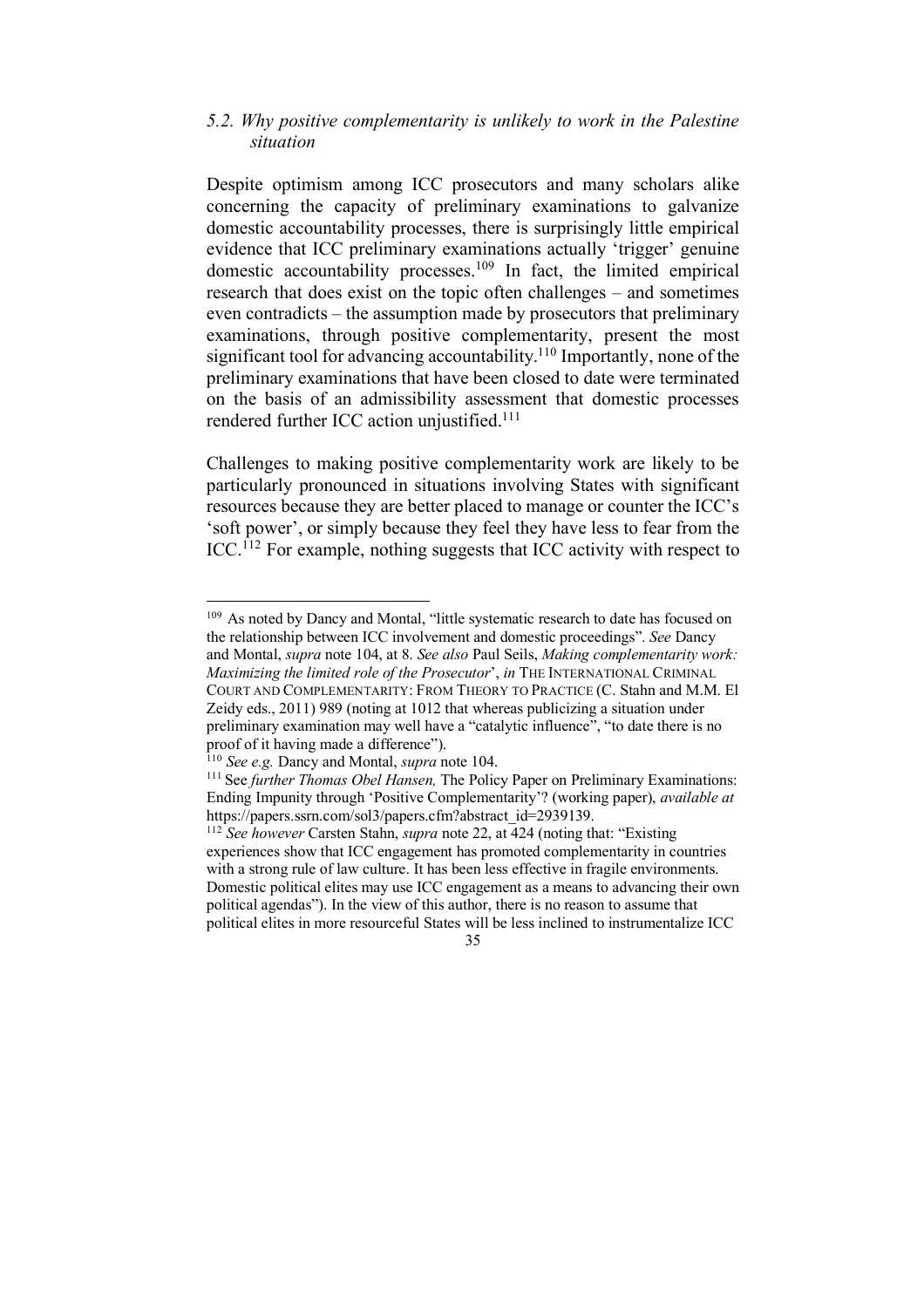### *5.2. Why positive complementarity is unlikely to work in the Palestine situation*

Despite optimism among ICC prosecutors and many scholars alike concerning the capacity of preliminary examinations to galvanize domestic accountability processes, there is surprisingly little empirical evidence that ICC preliminary examinations actually 'trigger' genuine domestic accountability processes.[109] In fact, the limited empirical research that does exist on the topic often challenges – and sometimes even contradicts – the assumption made by prosecutors that preliminary examinations, through positive complementarity, present the most significant tool for advancing accountability.[110] Importantly, none of the preliminary examinations that have been closed to date were terminated on the basis of an admissibility assessment that domestic processes rendered further ICC action unjustified.[111]

Challenges to making positive complementarity work are likely to be particularly pronounced in situations involving States with significant resources because they are better placed to manage or counter the ICC's 'soft power', or simply because they feel they have less to fear from the ICC.[112] For example, nothing suggests that ICC activity with respect to

---

[109] As noted by Dancy and Montal, "little systematic research to date has focused on the relationship between ICC involvement and domestic proceedings". *See* Dancy and Montal, *supra* note 104, at 8. *See also* Paul Seils, *Making complementarity work: Maximizing the limited role of the Prosecutor*', *in* THE INTERNATIONAL CRIMINAL COURT AND COMPLEMENTARITY: FROM THEORY TO PRACTICE (C. Stahn and M.M. El Zeidy eds., 2011) 989 (noting at 1012 that whereas publicizing a situation under preliminary examination may well have a "catalytic influence", "to date there is no proof of it having made a difference").

[110] *See e.g.* Dancy and Montal, *supra* note 104.

[111] See *further Thomas Obel Hansen,* The Policy Paper on Preliminary Examinations: Ending Impunity through 'Positive Complementarity'? (working paper), *available at* https://papers.ssrn.com/sol3/papers.cfm?abstract_id=2939139.

[112] *See however* Carsten Stahn, *supra* note 22, at 424 (noting that: "Existing experiences show that ICC engagement has promoted complementarity in countries with a strong rule of law culture. It has been less effective in fragile environments. Domestic political elites may use ICC engagement as a means to advancing their own political agendas"). In the view of this author, there is no reason to assume that political elites in more resourceful States will be less inclined to instrumentalize ICC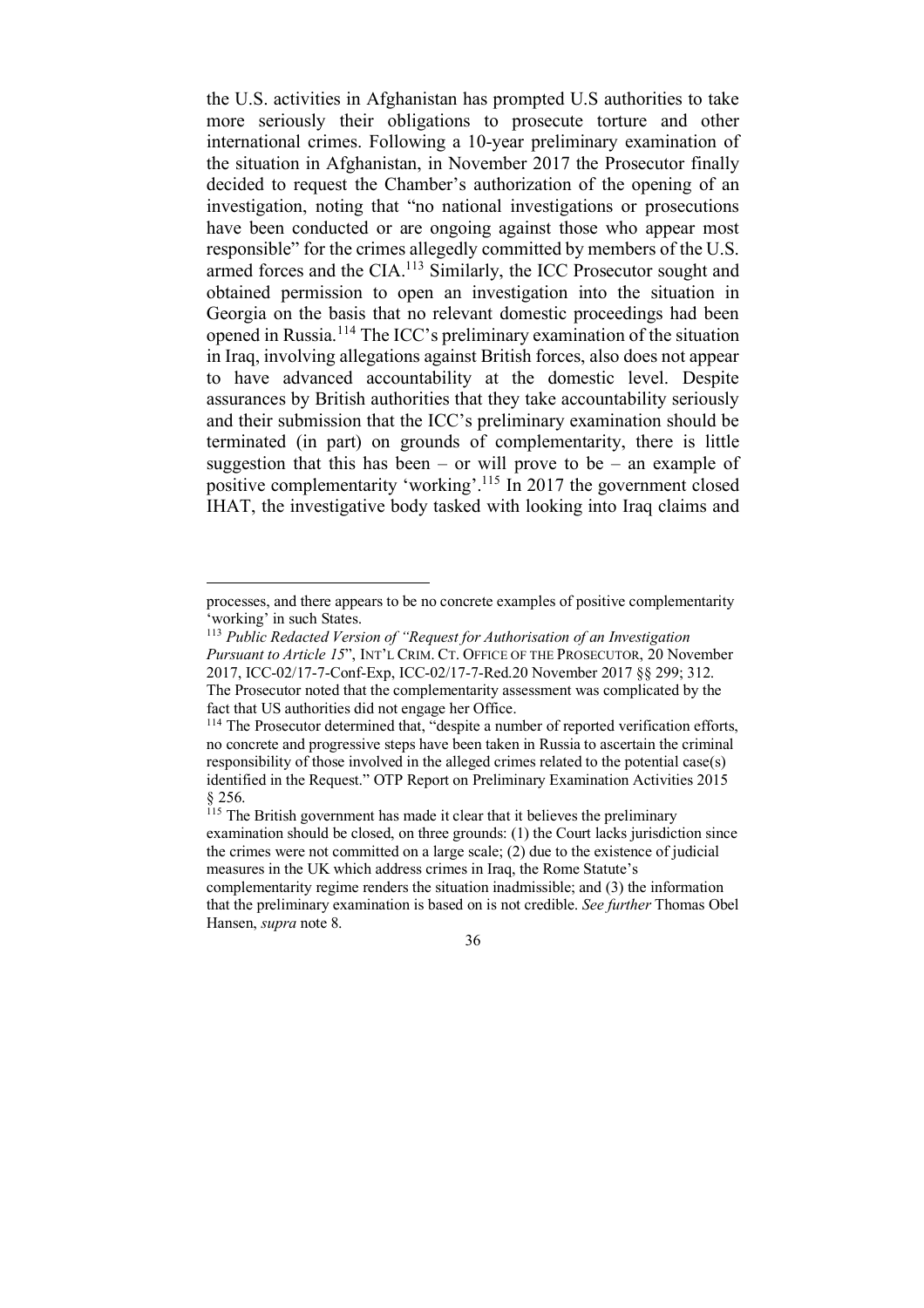the U.S. activities in Afghanistan has prompted U.S authorities to take more seriously their obligations to prosecute torture and other international crimes. Following a 10-year preliminary examination of the situation in Afghanistan, in November 2017 the Prosecutor finally decided to request the Chamber's authorization of the opening of an investigation, noting that "no national investigations or prosecutions have been conducted or are ongoing against those who appear most responsible" for the crimes allegedly committed by members of the U.S. armed forces and the CIA.[113] Similarly, the ICC Prosecutor sought and obtained permission to open an investigation into the situation in Georgia on the basis that no relevant domestic proceedings had been opened in Russia.[114] The ICC's preliminary examination of the situation in Iraq, involving allegations against British forces, also does not appear to have advanced accountability at the domestic level. Despite assurances by British authorities that they take accountability seriously and their submission that the ICC's preliminary examination should be terminated (in part) on grounds of complementarity, there is little suggestion that this has been – or will prove to be – an example of positive complementarity 'working'.[115] In 2017 the government closed IHAT, the investigative body tasked with looking into Iraq claims and

---

processes, and there appears to be no concrete examples of positive complementarity 'working' in such States.

[113] *Public Redacted Version of "Request for Authorisation of an Investigation Pursuant to Article 15*", INT'L CRIM. CT. OFFICE OF THE PROSECUTOR, 20 November 2017, ICC-02/17-7-Conf-Exp, ICC-02/17-7-Red.20 November 2017 §§ 299; 312. The Prosecutor noted that the complementarity assessment was complicated by the fact that US authorities did not engage her Office.

[114] The Prosecutor determined that, "despite a number of reported verification efforts, no concrete and progressive steps have been taken in Russia to ascertain the criminal responsibility of those involved in the alleged crimes related to the potential case(s) identified in the Request." OTP Report on Preliminary Examination Activities 2015 § 256.

[115] The British government has made it clear that it believes the preliminary examination should be closed, on three grounds: (1) the Court lacks jurisdiction since the crimes were not committed on a large scale; (2) due to the existence of judicial measures in the UK which address crimes in Iraq, the Rome Statute's complementarity regime renders the situation inadmissible; and (3) the information that the preliminary examination is based on is not credible. *See further* Thomas Obel Hansen, *supra* note 8.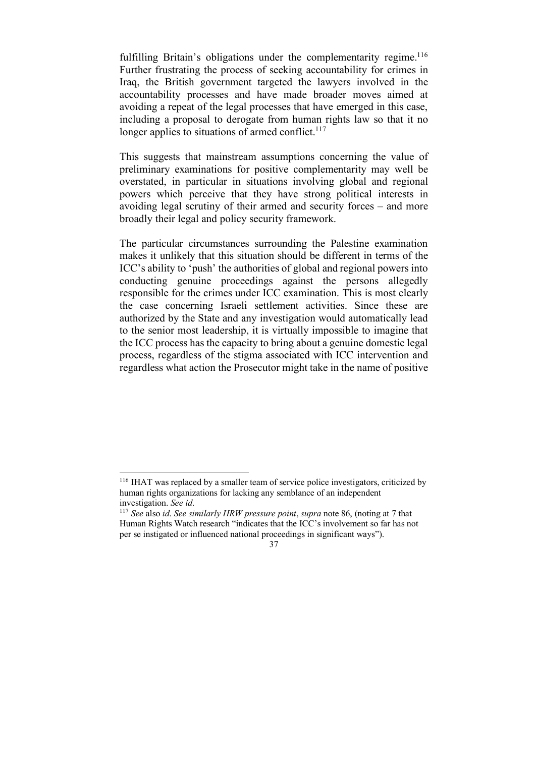fulfilling Britain's obligations under the complementarity regime.[116] Further frustrating the process of seeking accountability for crimes in Iraq, the British government targeted the lawyers involved in the accountability processes and have made broader moves aimed at avoiding a repeat of the legal processes that have emerged in this case, including a proposal to derogate from human rights law so that it no longer applies to situations of armed conflict.[117]

This suggests that mainstream assumptions concerning the value of preliminary examinations for positive complementarity may well be overstated, in particular in situations involving global and regional powers which perceive that they have strong political interests in avoiding legal scrutiny of their armed and security forces – and more broadly their legal and policy security framework.

The particular circumstances surrounding the Palestine examination makes it unlikely that this situation should be different in terms of the ICC's ability to 'push' the authorities of global and regional powers into conducting genuine proceedings against the persons allegedly responsible for the crimes under ICC examination. This is most clearly the case concerning Israeli settlement activities. Since these are authorized by the State and any investigation would automatically lead to the senior most leadership, it is virtually impossible to imagine that the ICC process has the capacity to bring about a genuine domestic legal process, regardless of the stigma associated with ICC intervention and regardless what action the Prosecutor might take in the name of positive

---

[116] IHAT was replaced by a smaller team of service police investigators, criticized by human rights organizations for lacking any semblance of an independent investigation. *See id.*

[117] *See* also *id. See similarly HRW pressure point*, *supra* note 86, (noting at 7 that Human Rights Watch research "indicates that the ICC's involvement so far has not per se instigated or influenced national proceedings in significant ways").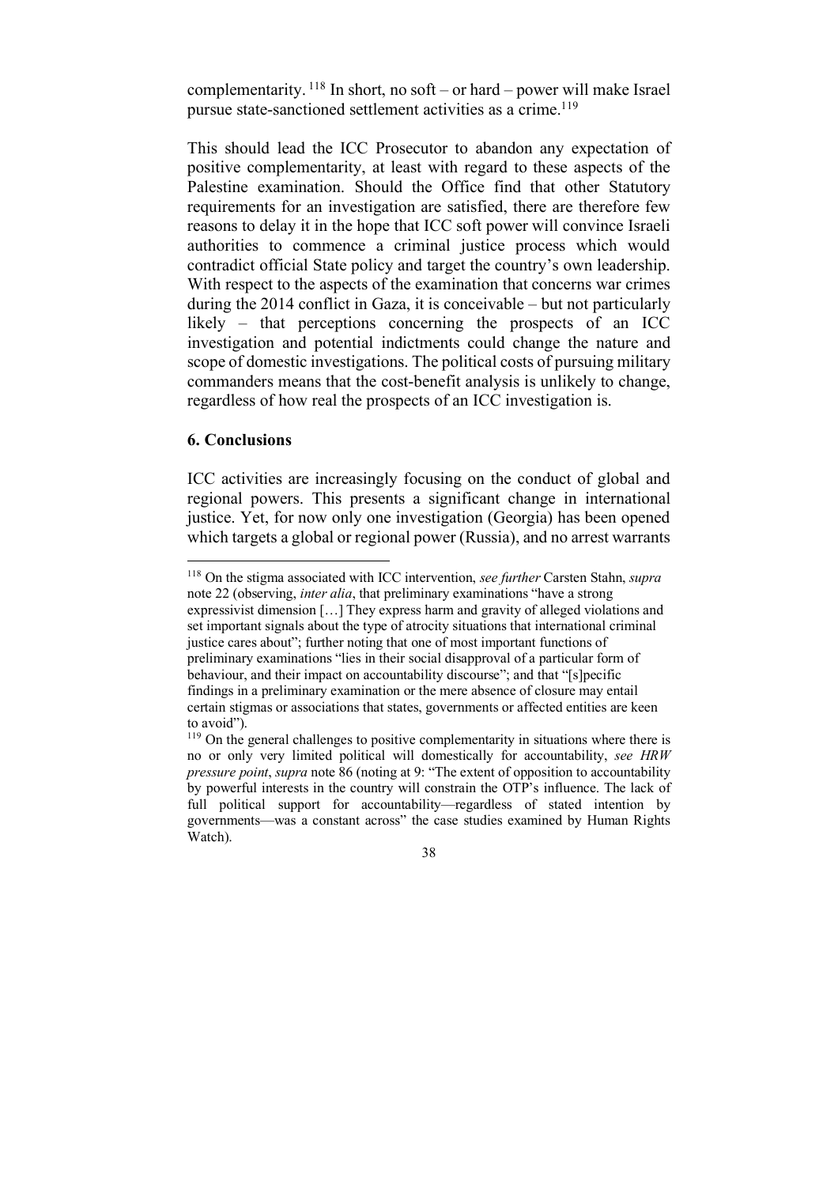complementarity. [118] In short, no soft – or hard – power will make Israel pursue state-sanctioned settlement activities as a crime.[119]

This should lead the ICC Prosecutor to abandon any expectation of positive complementarity, at least with regard to these aspects of the Palestine examination. Should the Office find that other Statutory requirements for an investigation are satisfied, there are therefore few reasons to delay it in the hope that ICC soft power will convince Israeli authorities to commence a criminal justice process which would contradict official State policy and target the country's own leadership. With respect to the aspects of the examination that concerns war crimes during the 2014 conflict in Gaza, it is conceivable – but not particularly likely – that perceptions concerning the prospects of an ICC investigation and potential indictments could change the nature and scope of domestic investigations. The political costs of pursuing military commanders means that the cost-benefit analysis is unlikely to change, regardless of how real the prospects of an ICC investigation is.

## 6. Conclusions

ICC activities are increasingly focusing on the conduct of global and regional powers. This presents a significant change in international justice. Yet, for now only one investigation (Georgia) has been opened which targets a global or regional power (Russia), and no arrest warrants

---

[118] On the stigma associated with ICC intervention, *see further* Carsten Stahn, *supra* note 22 (observing, *inter alia*, that preliminary examinations "have a strong expressivist dimension […] They express harm and gravity of alleged violations and set important signals about the type of atrocity situations that international criminal justice cares about"; further noting that one of most important functions of preliminary examinations "lies in their social disapproval of a particular form of behaviour, and their impact on accountability discourse"; and that "[s]pecific findings in a preliminary examination or the mere absence of closure may entail certain stigmas or associations that states, governments or affected entities are keen to avoid").

[119] On the general challenges to positive complementarity in situations where there is no or only very limited political will domestically for accountability, *see HRW pressure point*, *supra* note 86 (noting at 9: "The extent of opposition to accountability by powerful interests in the country will constrain the OTP's influence. The lack of full political support for accountability—regardless of stated intention by governments—was a constant across" the case studies examined by Human Rights Watch).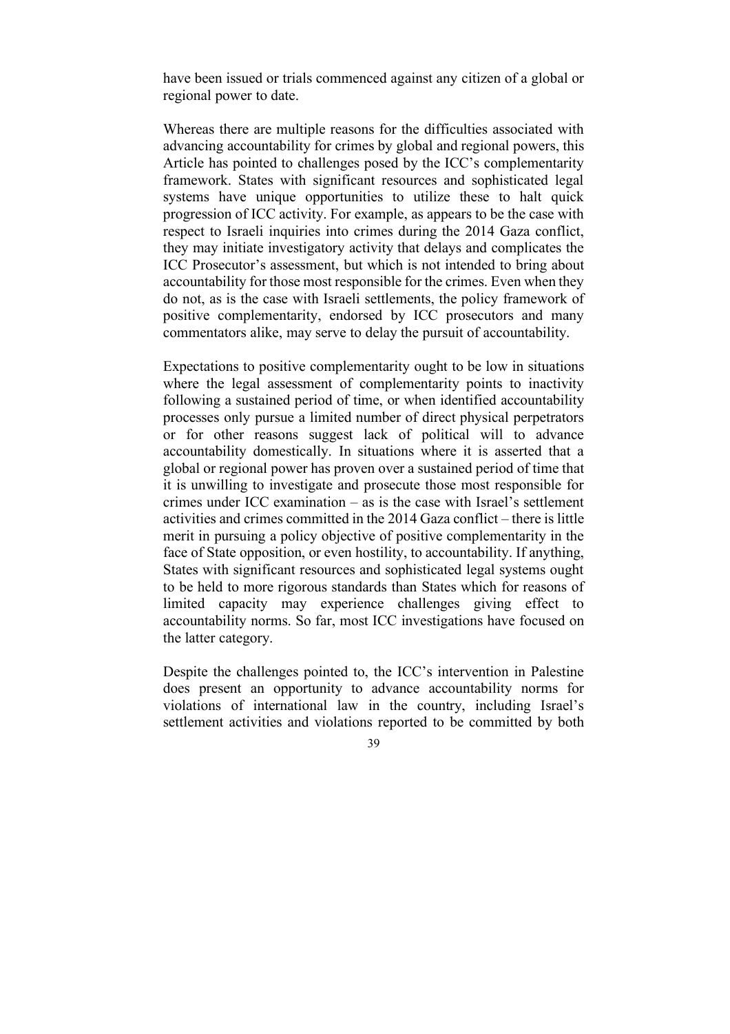have been issued or trials commenced against any citizen of a global or regional power to date.

Whereas there are multiple reasons for the difficulties associated with advancing accountability for crimes by global and regional powers, this Article has pointed to challenges posed by the ICC's complementarity framework. States with significant resources and sophisticated legal systems have unique opportunities to utilize these to halt quick progression of ICC activity. For example, as appears to be the case with respect to Israeli inquiries into crimes during the 2014 Gaza conflict, they may initiate investigatory activity that delays and complicates the ICC Prosecutor's assessment, but which is not intended to bring about accountability for those most responsible for the crimes. Even when they do not, as is the case with Israeli settlements, the policy framework of positive complementarity, endorsed by ICC prosecutors and many commentators alike, may serve to delay the pursuit of accountability.

Expectations to positive complementarity ought to be low in situations where the legal assessment of complementarity points to inactivity following a sustained period of time, or when identified accountability processes only pursue a limited number of direct physical perpetrators or for other reasons suggest lack of political will to advance accountability domestically. In situations where it is asserted that a global or regional power has proven over a sustained period of time that it is unwilling to investigate and prosecute those most responsible for crimes under ICC examination – as is the case with Israel's settlement activities and crimes committed in the 2014 Gaza conflict – there is little merit in pursuing a policy objective of positive complementarity in the face of State opposition, or even hostility, to accountability. If anything, States with significant resources and sophisticated legal systems ought to be held to more rigorous standards than States which for reasons of limited capacity may experience challenges giving effect to accountability norms. So far, most ICC investigations have focused on the latter category.

Despite the challenges pointed to, the ICC's intervention in Palestine does present an opportunity to advance accountability norms for violations of international law in the country, including Israel's settlement activities and violations reported to be committed by both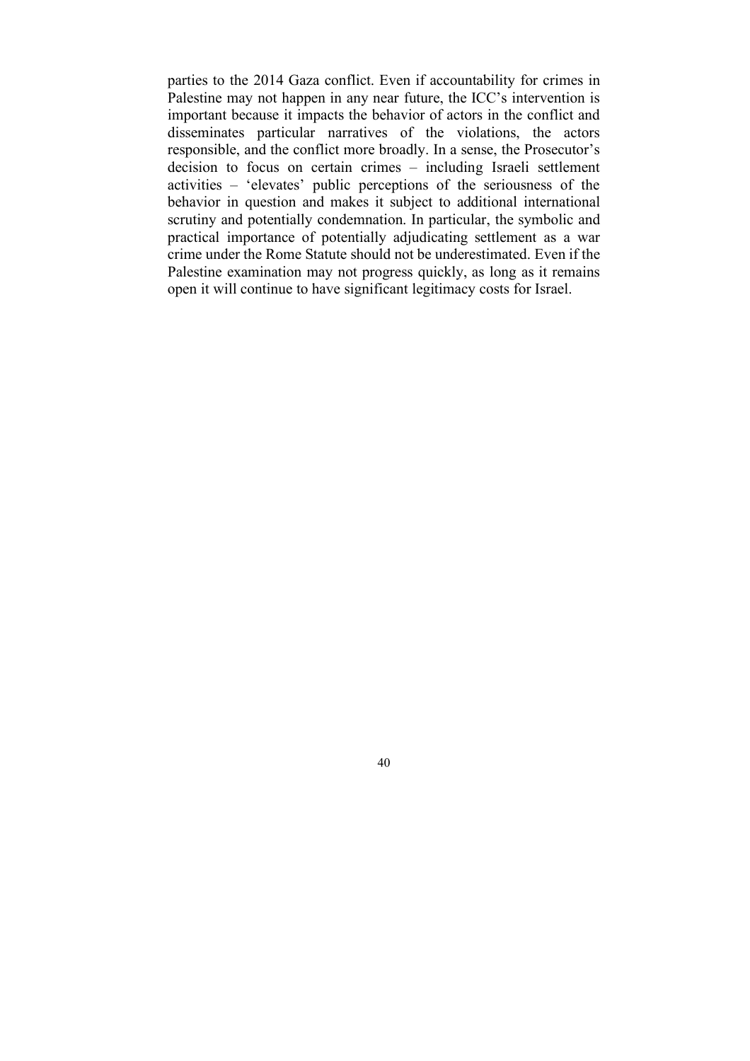parties to the 2014 Gaza conflict. Even if accountability for crimes in Palestine may not happen in any near future, the ICC's intervention is important because it impacts the behavior of actors in the conflict and disseminates particular narratives of the violations, the actors responsible, and the conflict more broadly. In a sense, the Prosecutor's decision to focus on certain crimes – including Israeli settlement activities – 'elevates' public perceptions of the seriousness of the behavior in question and makes it subject to additional international scrutiny and potentially condemnation. In particular, the symbolic and practical importance of potentially adjudicating settlement as a war crime under the Rome Statute should not be underestimated. Even if the Palestine examination may not progress quickly, as long as it remains open it will continue to have significant legitimacy costs for Israel.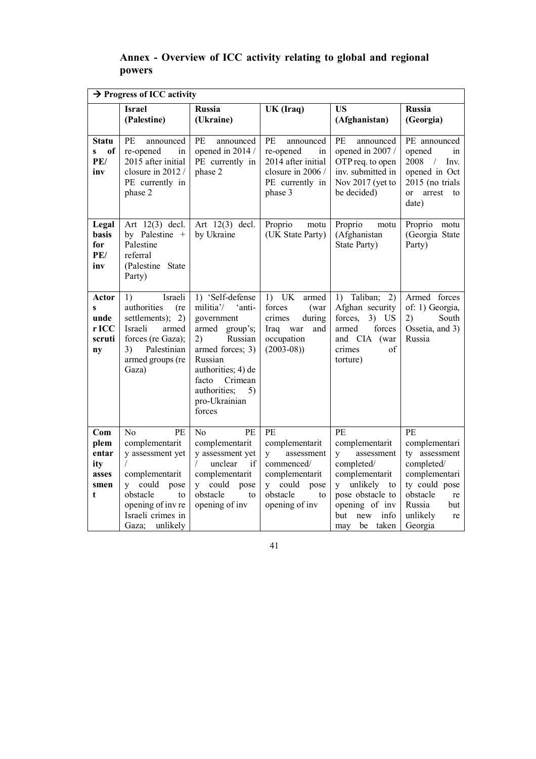## Annex - Overview of ICC activity relating to global and regional powers

| → Progress of ICC activity | | | | | |
|---|---|---|---|---|---|
| | **Israel (Palestine)** | **Russia (Ukraine)** | **UK (Iraq)** | **US (Afghanistan)** | **Russia (Georgia)** |
| **Status of PE/ inv** | PE announced re-opened in 2015 after initial closure in 2012 / PE currently in phase 2 | PE announced opened in 2014 / PE currently in phase 2 | PE announced re-opened in 2014 after initial closure in 2006 / PE currently in phase 3 | PE announced opened in 2007 / OTP req. to open inv. submitted in Nov 2017 (yet to be decided) | PE announced opened in 2008 / Inv. opened in Oct 2015 (no trials or arrest to date) |
| **Legal basis for PE/ inv** | Art 12(3) decl. by Palestine + Palestine referral (Palestine State Party) | Art 12(3) decl. by Ukraine | Proprio motu (UK State Party) | Proprio motu (Afghanistan State Party) | Proprio motu (Georgia State Party) |
| **Actors under ICC scrutiny** | 1) Israeli authorities (re settlements); 2) Israeli armed forces (re Gaza); 3) Palestinian armed groups (re Gaza) | 1) 'Self-defense militia'/ 'anti-government armed group's; 2) Russian armed forces; 3) Russian authorities; 4) de facto Crimean authorities; 5) pro-Ukrainian forces | 1) UK armed forces (war crimes during Iraq war and occupation (2003-08)) | 1) Taliban; 2) Afghan security forces, 3) US armed forces and CIA (war crimes of torture) | Armed forces of: 1) Georgia, 2) South Ossetia, and 3) Russia |
| **Complementarity assessment** | No PE complementarity assessment yet / complementarity could pose obstacle to opening of inv re Israeli crimes in Gaza; unlikely | No PE complementarity assessment yet / unclear if complementarity could pose obstacle to opening of inv | PE complementarity assessment commenced/ complementarity could pose obstacle to opening of inv | PE complementarity assessment completed/ complementarity unlikely to pose obstacle to opening of inv but new info may be taken | PE complementarity assessment completed/ complementarity could pose obstacle re Russia but unlikely re Georgia |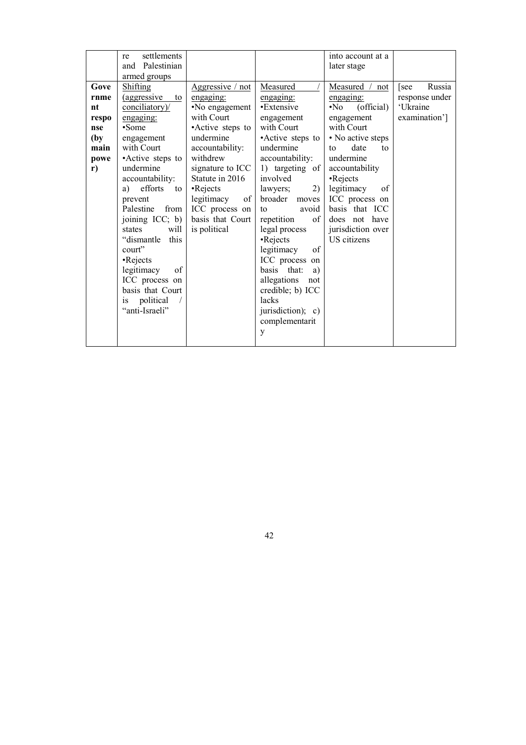| | | | | | |
|---|---|---|---|---|---|
| | re settlements and Palestinian armed groups | | | into account at a later stage | |
| **Government response (by main power)** | Shifting (aggressive to conciliatory)/ engaging:<br>•Some engagement with Court<br>•Active steps to undermine accountability: a) efforts to prevent Palestine from joining ICC; b) states will "dismantle this court"<br>•Rejects legitimacy of ICC process on basis that Court is political / "anti-Israeli" | Aggressive / not engaging:<br>•No engagement with Court<br>•Active steps to undermine accountability: withdrew signature to ICC Statute in 2016<br>•Rejects legitimacy of ICC process on basis that Court is political | Measured / engaging:<br>•Extensive engagement with Court<br>•Active steps to undermine accountability: 1) targeting of involved lawyers; 2) broader moves to avoid repetition of legal process<br>•Rejects legitimacy of ICC process on basis that: a) allegations not credible; b) ICC lacks jurisdiction); c) complementarity | Measured / not engaging:<br>•No (official) engagement with Court<br>• No active steps to date to undermine accountability<br>•Rejects legitimacy of ICC process on basis that ICC does not have jurisdiction over US citizens | [see Russia response under 'Ukraine examination'] |